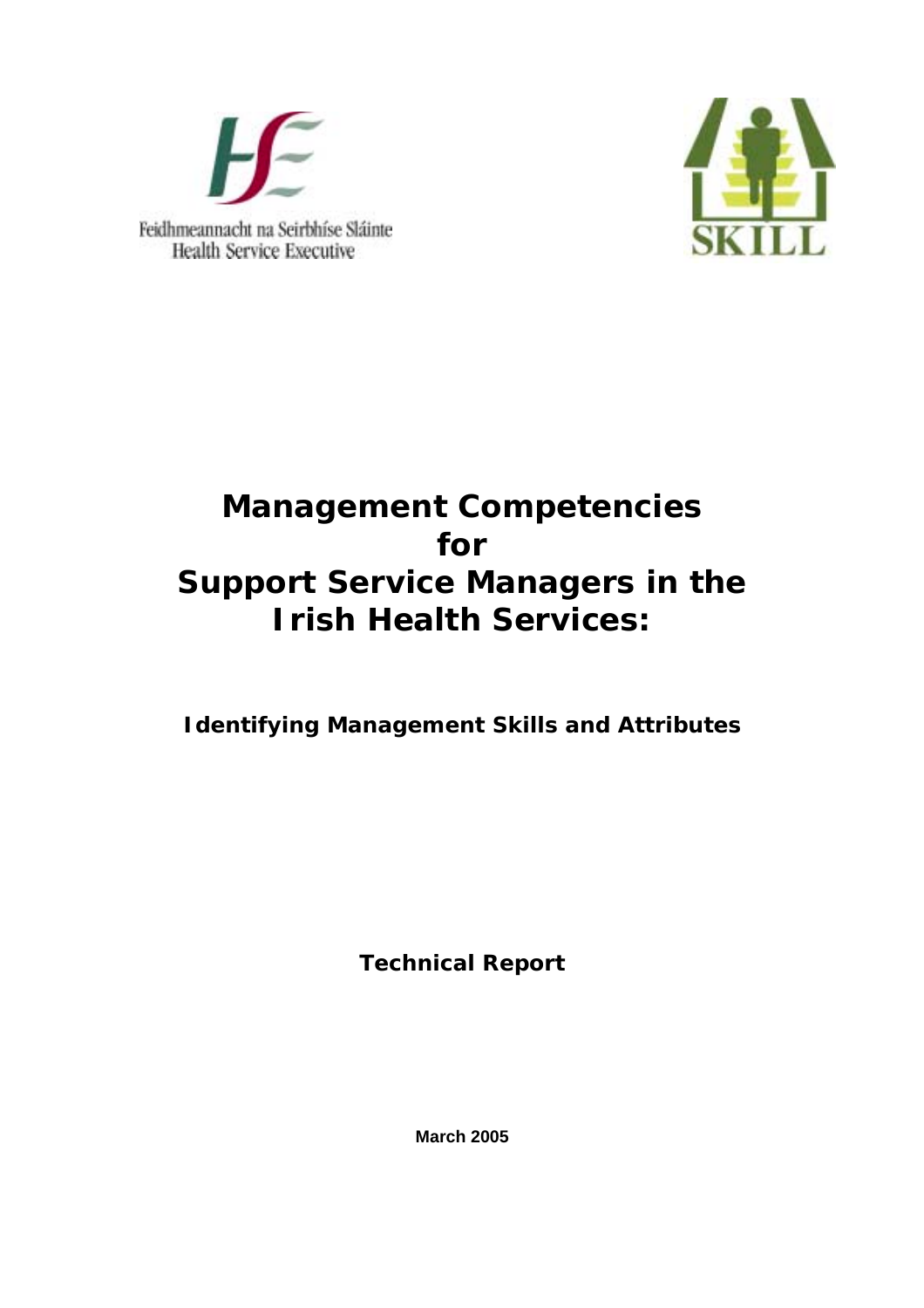Feidhmeannacht na Seirbhíse Sláinte
Health Service Executive

SKILL

# Management Competencies for Support Service Managers in the Irish Health Services:

## Identifying Management Skills and Attributes

**Technical Report**

**March 2005**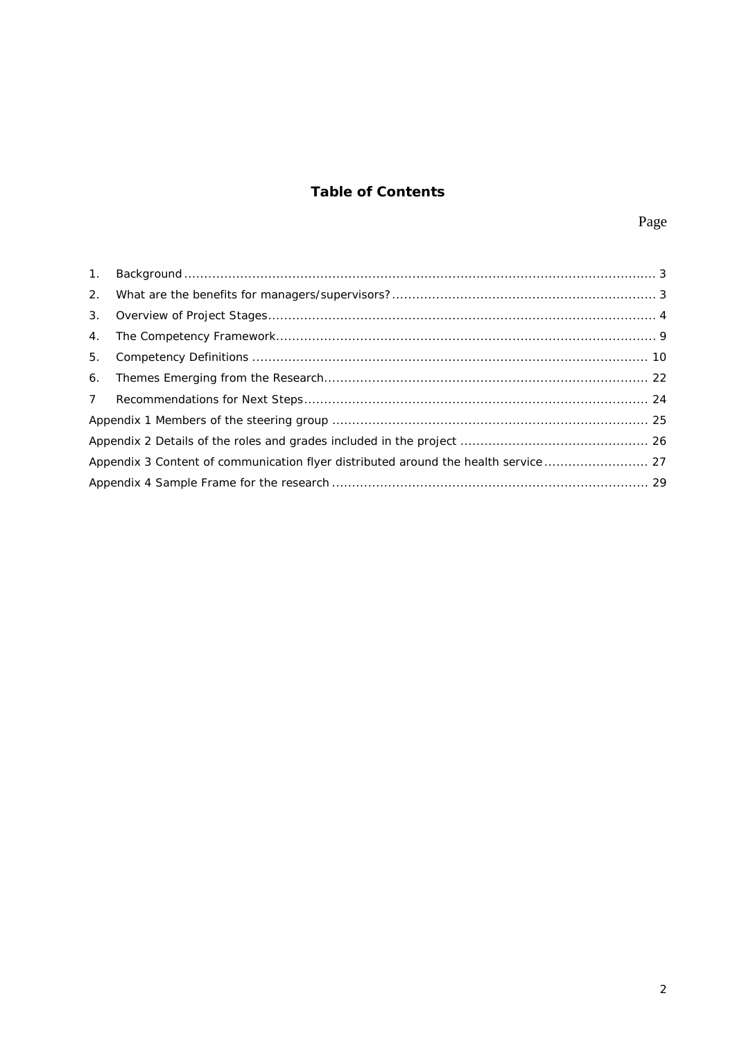## Table of Contents

| | | Page |
|---|---|---|
| 1. | Background | 3 |
| 2. | What are the benefits for managers/supervisors? | 3 |
| 3. | Overview of Project Stages | 4 |
| 4. | The Competency Framework | 9 |
| 5. | Competency Definitions | 10 |
| 6. | Themes Emerging from the Research | 22 |
| 7 | Recommendations for Next Steps | 24 |
| Appendix 1 | Members of the steering group | 25 |
| Appendix 2 | Details of the roles and grades included in the project | 26 |
| Appendix 3 | Content of communication flyer distributed around the health service | 27 |
| Appendix 4 | Sample Frame for the research | 29 |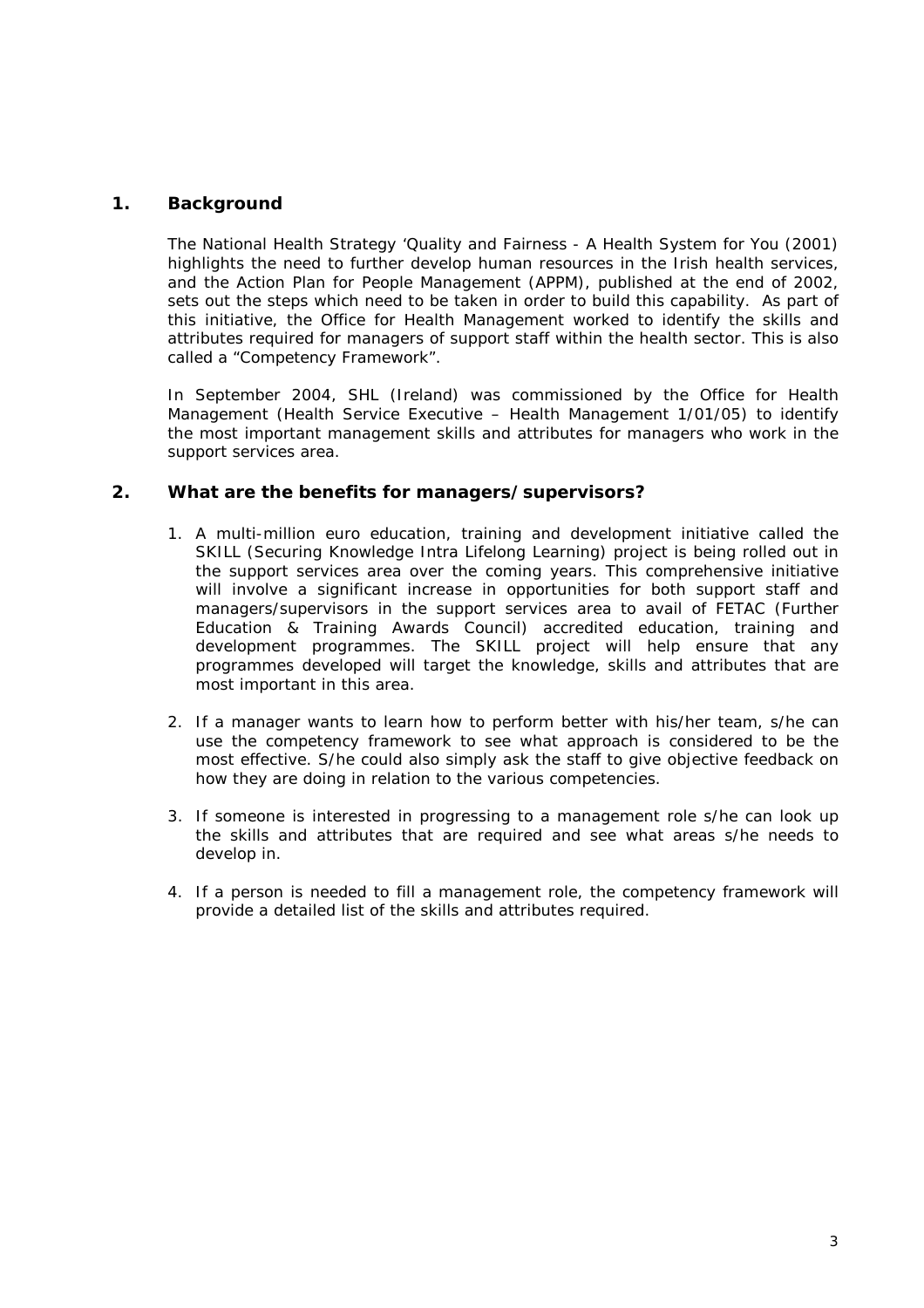## 1. Background

The National Health Strategy 'Quality and Fairness - A Health System for You (2001) highlights the need to further develop human resources in the Irish health services, and the Action Plan for People Management (APPM), published at the end of 2002, sets out the steps which need to be taken in order to build this capability. As part of this initiative, the Office for Health Management worked to identify the skills and attributes required for managers of support staff within the health sector. This is also called a "Competency Framework".

In September 2004, SHL (Ireland) was commissioned by the Office for Health Management (Health Service Executive – Health Management 1/01/05) to identify the most important management skills and attributes for managers who work in the support services area.

## 2. What are the benefits for managers/supervisors?

1. A multi-million euro education, training and development initiative called the SKILL (Securing Knowledge Intra Lifelong Learning) project is being rolled out in the support services area over the coming years. This comprehensive initiative will involve a significant increase in opportunities for both support staff and managers/supervisors in the support services area to avail of FETAC (Further Education & Training Awards Council) accredited education, training and development programmes. The SKILL project will help ensure that any programmes developed will target the knowledge, skills and attributes that are most important in this area.

2. If a manager wants to learn how to perform better with his/her team, s/he can use the competency framework to see what approach is considered to be the most effective. S/he could also simply ask the staff to give objective feedback on how they are doing in relation to the various competencies.

3. If someone is interested in progressing to a management role s/he can look up the skills and attributes that are required and see what areas s/he needs to develop in.

4. If a person is needed to fill a management role, the competency framework will provide a detailed list of the skills and attributes required.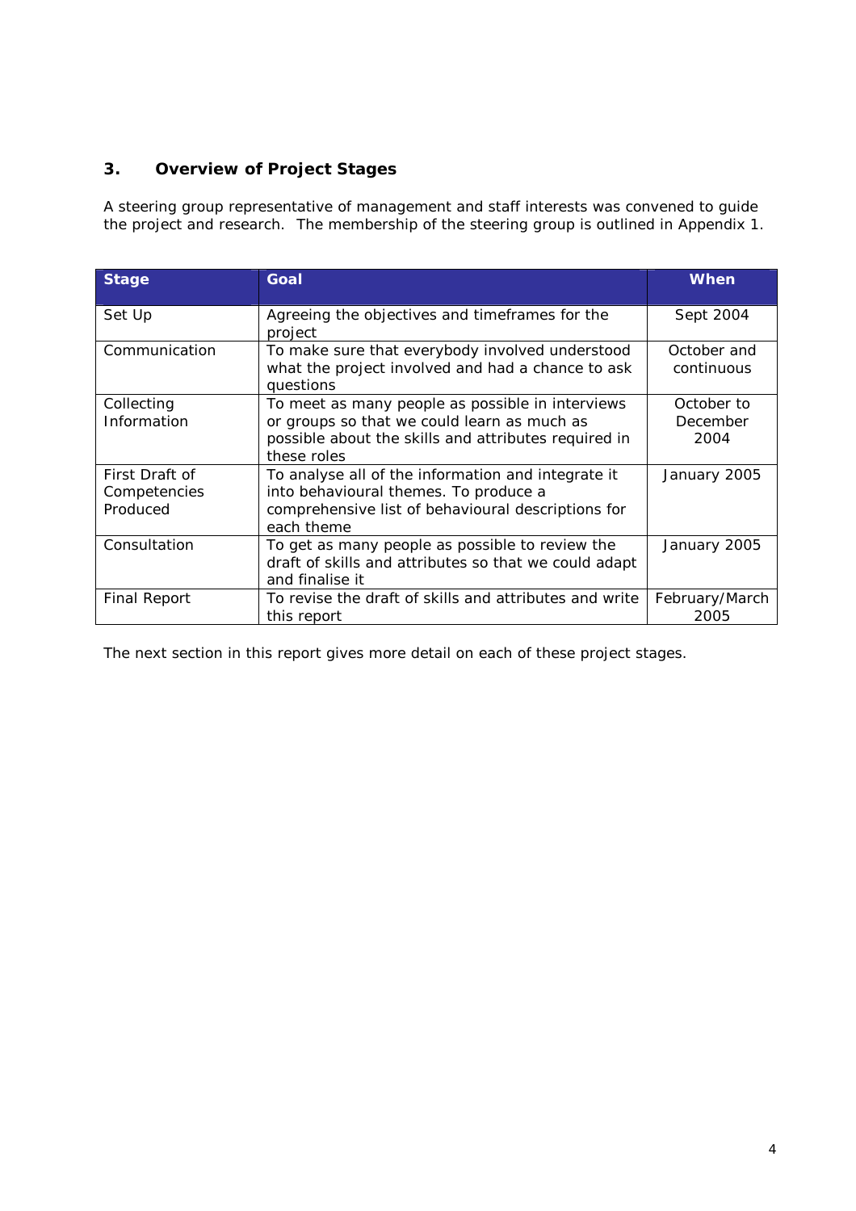## 3. Overview of Project Stages

A steering group representative of management and staff interests was convened to guide the project and research. The membership of the steering group is outlined in Appendix 1.

| Stage | Goal | When |
|---|---|---|
| Set Up | Agreeing the objectives and timeframes for the project | Sept 2004 |
| Communication | To make sure that everybody involved understood what the project involved and had a chance to ask questions | October and continuous |
| Collecting Information | To meet as many people as possible in interviews or groups so that we could learn as much as possible about the skills and attributes required in these roles | October to December 2004 |
| First Draft of Competencies Produced | To analyse all of the information and integrate it into behavioural themes. To produce a comprehensive list of behavioural descriptions for each theme | January 2005 |
| Consultation | To get as many people as possible to review the draft of skills and attributes so that we could adapt and finalise it | January 2005 |
| Final Report | To revise the draft of skills and attributes and write this report | February/March 2005 |

The next section in this report gives more detail on each of these project stages.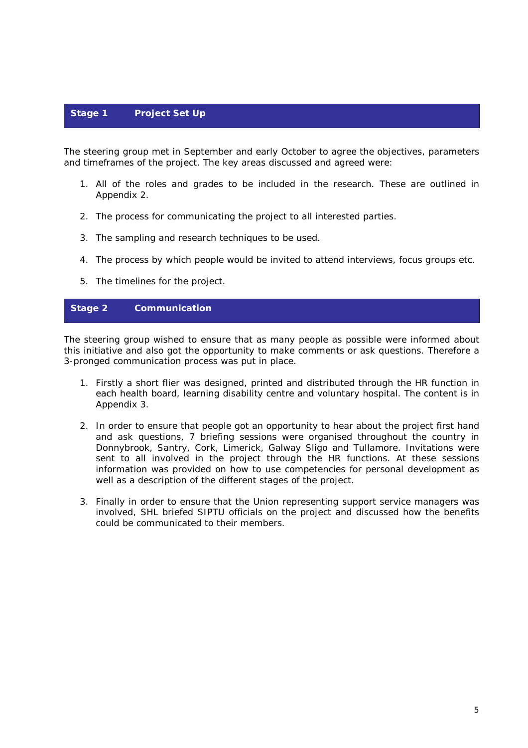## Stage 1 Project Set Up

The steering group met in September and early October to agree the objectives, parameters and timeframes of the project. The key areas discussed and agreed were:

1. All of the roles and grades to be included in the research. These are outlined in Appendix 2.

2. The process for communicating the project to all interested parties.

3. The sampling and research techniques to be used.

4. The process by which people would be invited to attend interviews, focus groups etc.

5. The timelines for the project.

## Stage 2 Communication

The steering group wished to ensure that as many people as possible were informed about this initiative and also got the opportunity to make comments or ask questions. Therefore a 3-pronged communication process was put in place.

1. Firstly a short flier was designed, printed and distributed through the HR function in each health board, learning disability centre and voluntary hospital. The content is in Appendix 3.

2. In order to ensure that people got an opportunity to hear about the project first hand and ask questions, 7 briefing sessions were organised throughout the country in Donnybrook, Santry, Cork, Limerick, Galway Sligo and Tullamore. Invitations were sent to all involved in the project through the HR functions. At these sessions information was provided on how to use competencies for personal development as well as a description of the different stages of the project.

3. Finally in order to ensure that the Union representing support service managers was involved, SHL briefed SIPTU officials on the project and discussed how the benefits could be communicated to their members.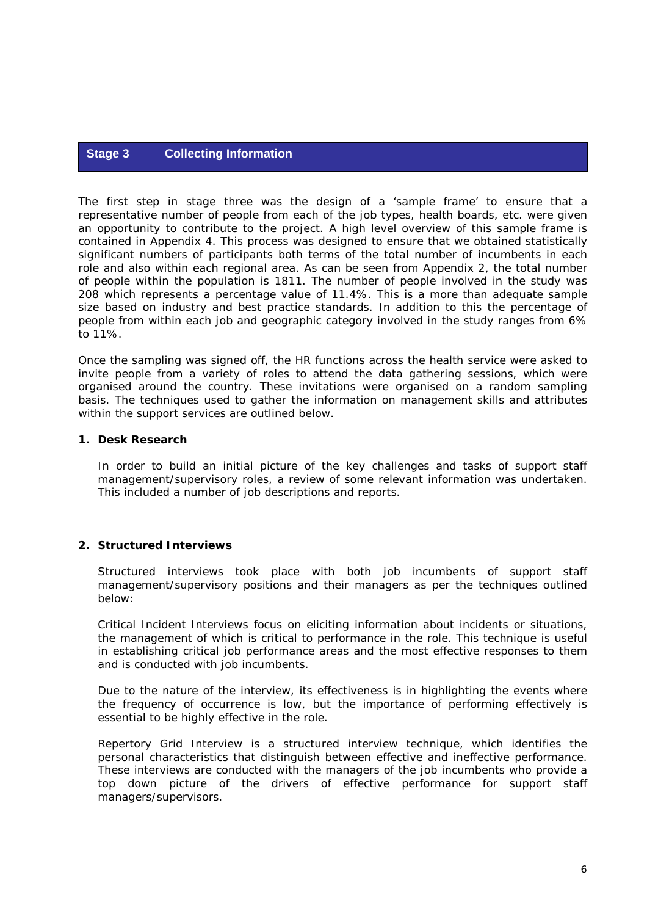## Stage 3 Collecting Information

The first step in stage three was the design of a 'sample frame' to ensure that a representative number of people from each of the job types, health boards, etc. were given an opportunity to contribute to the project. A high level overview of this sample frame is contained in Appendix 4. This process was designed to ensure that we obtained statistically significant numbers of participants both terms of the total number of incumbents in each role and also within each regional area. As can be seen from Appendix 2, the total number of people within the population is 1811. The number of people involved in the study was 208 which represents a percentage value of 11.4%. This is a more than adequate sample size based on industry and best practice standards. In addition to this the percentage of people from within each job and geographic category involved in the study ranges from 6% to 11%.

Once the sampling was signed off, the HR functions across the health service were asked to invite people from a variety of roles to attend the data gathering sessions, which were organised around the country. These invitations were organised on a random sampling basis. The techniques used to gather the information on management skills and attributes within the support services are outlined below.

**1. Desk Research**

In order to build an initial picture of the key challenges and tasks of support staff management/supervisory roles, a review of some relevant information was undertaken. This included a number of job descriptions and reports.

**2. Structured Interviews**

Structured interviews took place with both job incumbents of support staff management/supervisory positions and their managers as per the techniques outlined below:

Critical Incident Interviews focus on eliciting information about incidents or situations, the management of which is critical to performance in the role. This technique is useful in establishing critical job performance areas and the most effective responses to them and is conducted with job incumbents.

Due to the nature of the interview, its effectiveness is in highlighting the events where the frequency of occurrence is low, but the importance of performing effectively is essential to be highly effective in the role.

Repertory Grid Interview is a structured interview technique, which identifies the personal characteristics that distinguish between effective and ineffective performance. These interviews are conducted with the managers of the job incumbents who provide a top down picture of the drivers of effective performance for support staff managers/supervisors.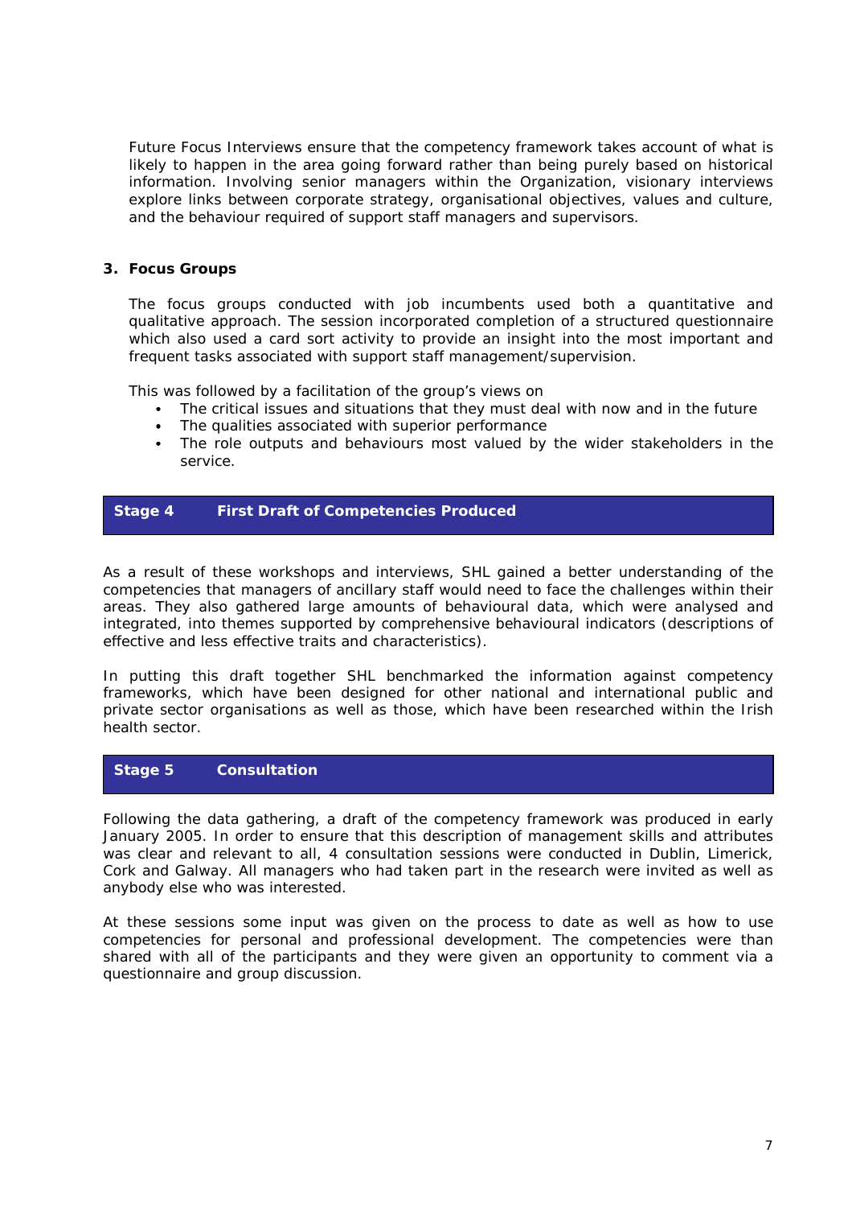Future Focus Interviews ensure that the competency framework takes account of what is likely to happen in the area going forward rather than being purely based on historical information. Involving senior managers within the Organization, visionary interviews explore links between corporate strategy, organisational objectives, values and culture, and the behaviour required of support staff managers and supervisors.

**3. Focus Groups**

The focus groups conducted with job incumbents used both a quantitative and qualitative approach. The session incorporated completion of a structured questionnaire which also used a card sort activity to provide an insight into the most important and frequent tasks associated with support staff management/supervision.

This was followed by a facilitation of the group's views on

- The critical issues and situations that they must deal with now and in the future
- The qualities associated with superior performance
- The role outputs and behaviours most valued by the wider stakeholders in the service.

## Stage 4 First Draft of Competencies Produced

As a result of these workshops and interviews, SHL gained a better understanding of the competencies that managers of ancillary staff would need to face the challenges within their areas. They also gathered large amounts of behavioural data, which were analysed and integrated, into themes supported by comprehensive behavioural indicators (descriptions of effective and less effective traits and characteristics).

In putting this draft together SHL benchmarked the information against competency frameworks, which have been designed for other national and international public and private sector organisations as well as those, which have been researched within the Irish health sector.

## Stage 5 Consultation

Following the data gathering, a draft of the competency framework was produced in early January 2005. In order to ensure that this description of management skills and attributes was clear and relevant to all, 4 consultation sessions were conducted in Dublin, Limerick, Cork and Galway. All managers who had taken part in the research were invited as well as anybody else who was interested.

At these sessions some input was given on the process to date as well as how to use competencies for personal and professional development. The competencies were than shared with all of the participants and they were given an opportunity to comment via a questionnaire and group discussion.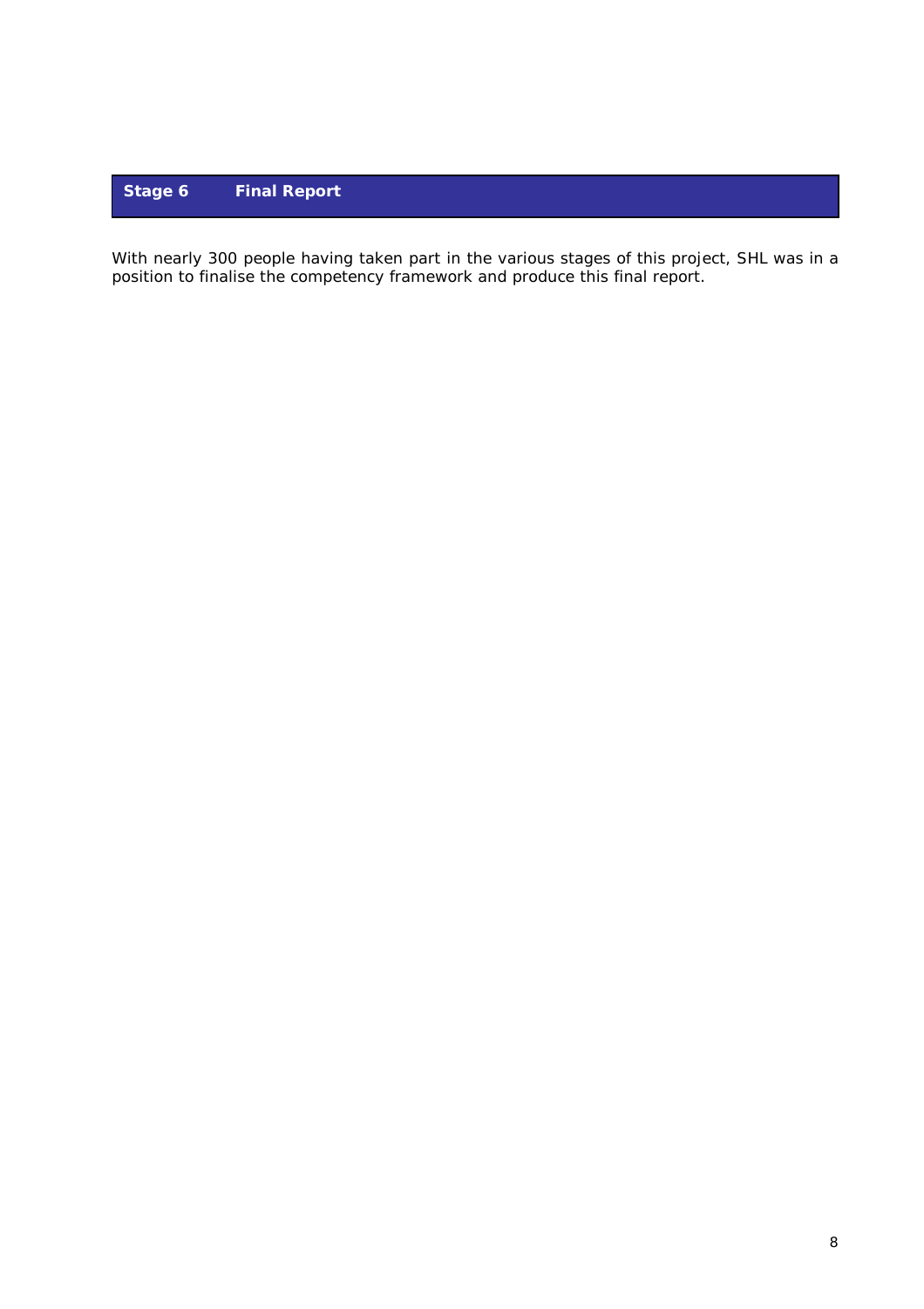## Stage 6 Final Report

With nearly 300 people having taken part in the various stages of this project, SHL was in a position to finalise the competency framework and produce this final report.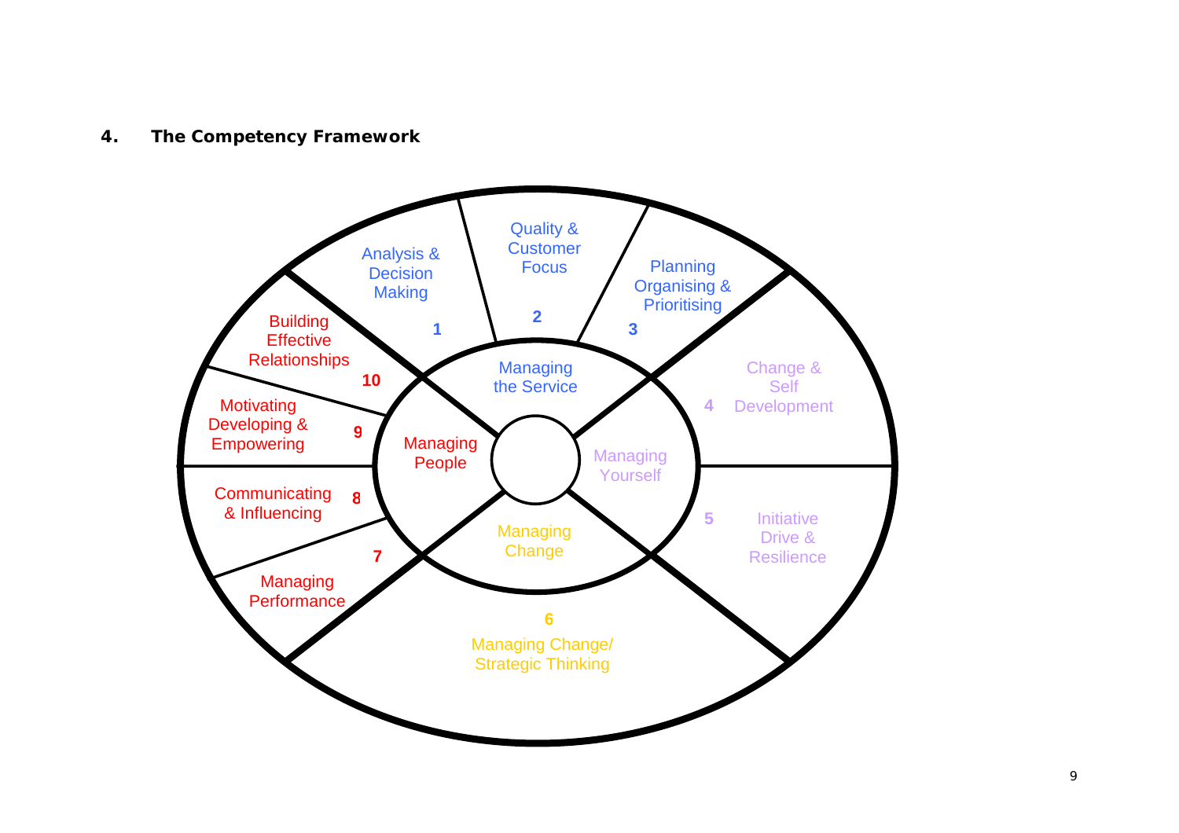## 4. The Competency Framework

**Managing the Service**

1. Analysis & Decision Making
2. Quality & Customer Focus
3. Planning Organising & Prioritising

**Managing Yourself**

4. Change & Self Development
5. Initiative Drive & Resilience

**Managing Change**

6. Managing Change/ Strategic Thinking

**Managing People**

7. Managing Performance
8. Communicating & Influencing
9. Motivating Developing & Empowering
10. Building Effective Relationships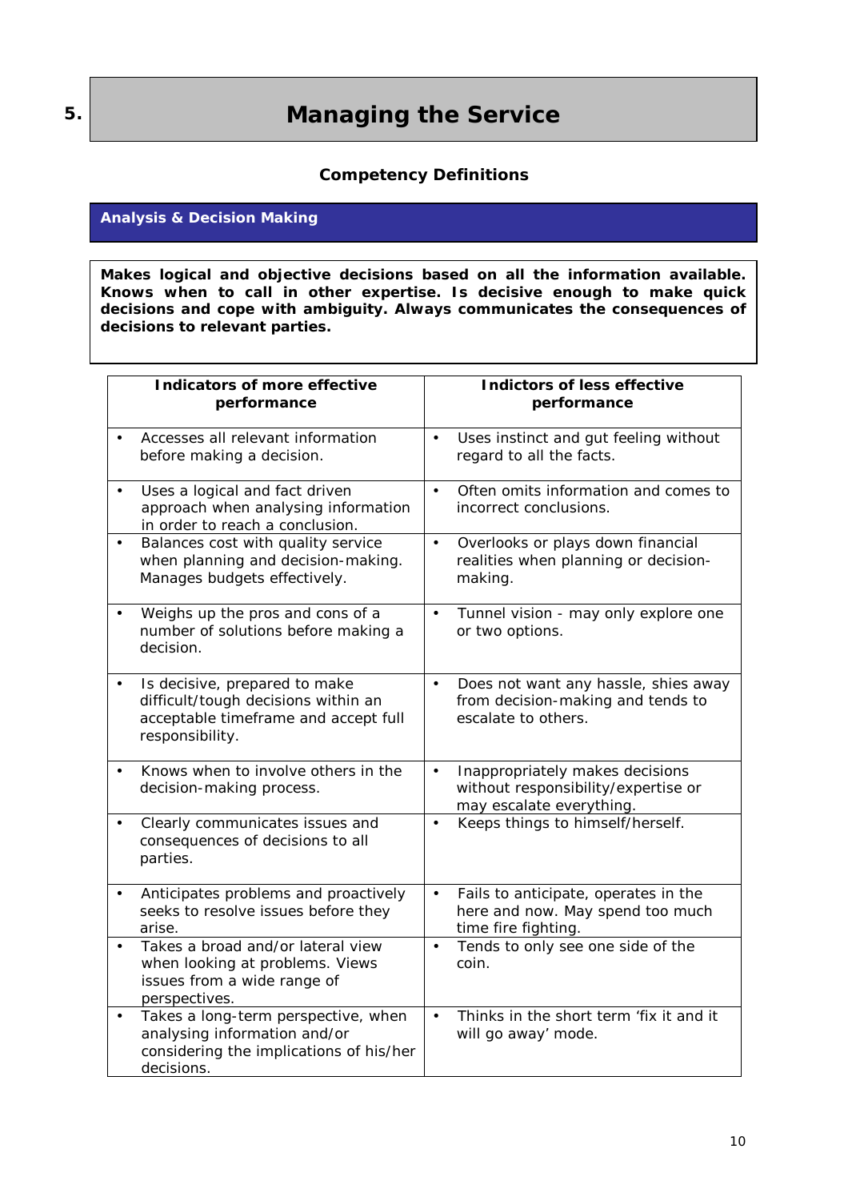# 5. Managing the Service

### Competency Definitions

## Analysis & Decision Making

**Makes logical and objective decisions based on all the information available. Knows when to call in other expertise. Is decisive enough to make quick decisions and cope with ambiguity. Always communicates the consequences of decisions to relevant parties.**

| Indicators of more effective performance | Indictors of less effective performance |
|---|---|
| • Accesses all relevant information before making a decision. | • Uses instinct and gut feeling without regard to all the facts. |
| • Uses a logical and fact driven approach when analysing information in order to reach a conclusion. | • Often omits information and comes to incorrect conclusions. |
| • Balances cost with quality service when planning and decision-making. Manages budgets effectively. | • Overlooks or plays down financial realities when planning or decision-making. |
| • Weighs up the pros and cons of a number of solutions before making a decision. | • Tunnel vision - may only explore one or two options. |
| • Is decisive, prepared to make difficult/tough decisions within an acceptable timeframe and accept full responsibility. | • Does not want any hassle, shies away from decision-making and tends to escalate to others. |
| • Knows when to involve others in the decision-making process. | • Inappropriately makes decisions without responsibility/expertise or may escalate everything. |
| • Clearly communicates issues and consequences of decisions to all parties. | • Keeps things to himself/herself. |
| • Anticipates problems and proactively seeks to resolve issues before they arise. | • Fails to anticipate, operates in the here and now. May spend too much time fire fighting. |
| • Takes a broad and/or lateral view when looking at problems. Views issues from a wide range of perspectives. | • Tends to only see one side of the coin. |
| • Takes a long-term perspective, when analysing information and/or considering the implications of his/her decisions. | • Thinks in the short term 'fix it and it will go away' mode. |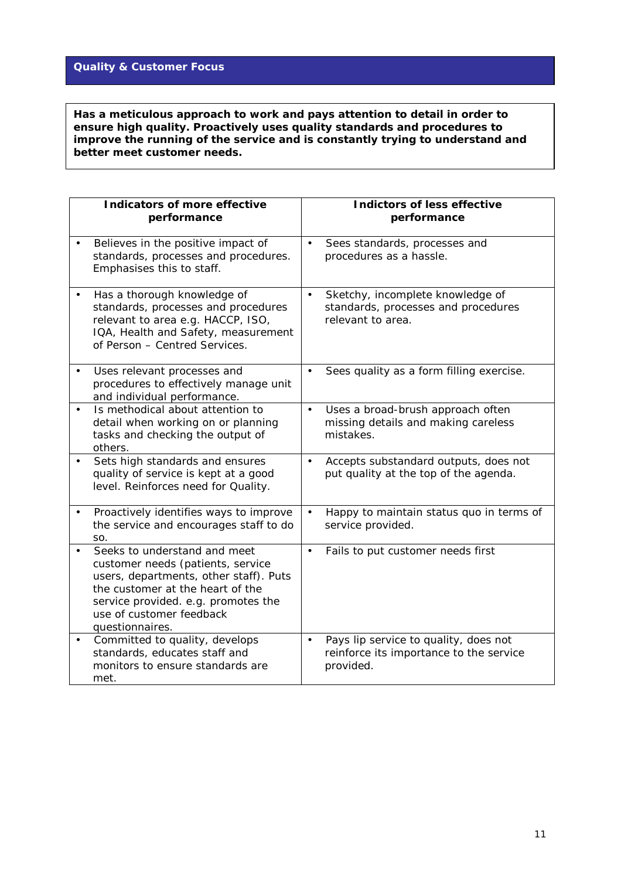## Quality & Customer Focus

**Has a meticulous approach to work and pays attention to detail in order to ensure high quality. Proactively uses quality standards and procedures to improve the running of the service and is constantly trying to understand and better meet customer needs.**

| Indicators of more effective performance | Indictors of less effective performance |
|---|---|
| • Believes in the positive impact of standards, processes and procedures. Emphasises this to staff. | • Sees standards, processes and procedures as a hassle. |
| • Has a thorough knowledge of standards, processes and procedures relevant to area e.g. HACCP, ISO, IQA, Health and Safety, measurement of Person – Centred Services. | • Sketchy, incomplete knowledge of standards, processes and procedures relevant to area. |
| • Uses relevant processes and procedures to effectively manage unit and individual performance. | • Sees quality as a form filling exercise. |
| • Is methodical about attention to detail when working on or planning tasks and checking the output of others. | • Uses a broad-brush approach often missing details and making careless mistakes. |
| • Sets high standards and ensures quality of service is kept at a good level. Reinforces need for Quality. | • Accepts substandard outputs, does not put quality at the top of the agenda. |
| • Proactively identifies ways to improve the service and encourages staff to do so. | • Happy to maintain status quo in terms of service provided. |
| • Seeks to understand and meet customer needs (patients, service users, departments, other staff). Puts the customer at the heart of the service provided. e.g. promotes the use of customer feedback questionnaires. | • Fails to put customer needs first |
| • Committed to quality, develops standards, educates staff and monitors to ensure standards are met. | • Pays lip service to quality, does not reinforce its importance to the service provided. |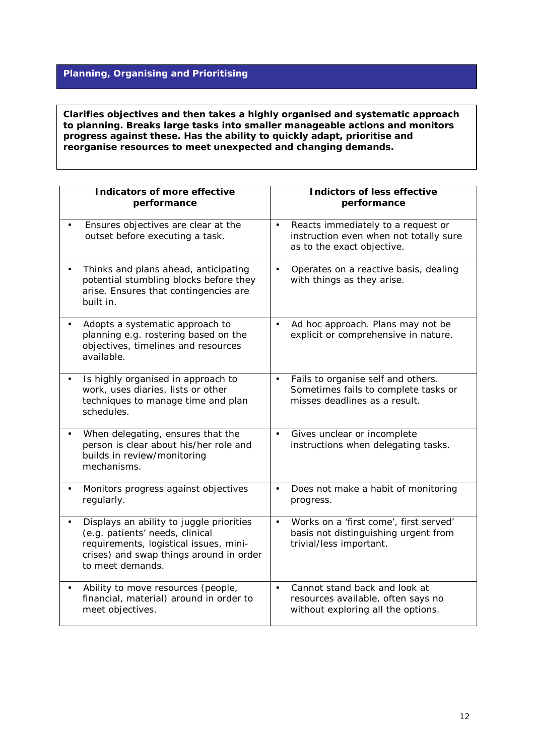## Planning, Organising and Prioritising

**Clarifies objectives and then takes a highly organised and systematic approach to planning. Breaks large tasks into smaller manageable actions and monitors progress against these. Has the ability to quickly adapt, prioritise and reorganise resources to meet unexpected and changing demands.**

| Indicators of more effective performance | Indictors of less effective performance |
|---|---|
| • Ensures objectives are clear at the outset before executing a task. | • Reacts immediately to a request or instruction even when not totally sure as to the exact objective. |
| • Thinks and plans ahead, anticipating potential stumbling blocks before they arise. Ensures that contingencies are built in. | • Operates on a reactive basis, dealing with things as they arise. |
| • Adopts a systematic approach to planning e.g. rostering based on the objectives, timelines and resources available. | • Ad hoc approach. Plans may not be explicit or comprehensive in nature. |
| • Is highly organised in approach to work, uses diaries, lists or other techniques to manage time and plan schedules. | • Fails to organise self and others. Sometimes fails to complete tasks or misses deadlines as a result. |
| • When delegating, ensures that the person is clear about his/her role and builds in review/monitoring mechanisms. | • Gives unclear or incomplete instructions when delegating tasks. |
| • Monitors progress against objectives regularly. | • Does not make a habit of monitoring progress. |
| • Displays an ability to juggle priorities (e.g. patients' needs, clinical requirements, logistical issues, mini-crises) and swap things around in order to meet demands. | • Works on a 'first come', first served' basis not distinguishing urgent from trivial/less important. |
| • Ability to move resources (people, financial, material) around in order to meet objectives. | • Cannot stand back and look at resources available, often says no without exploring all the options. |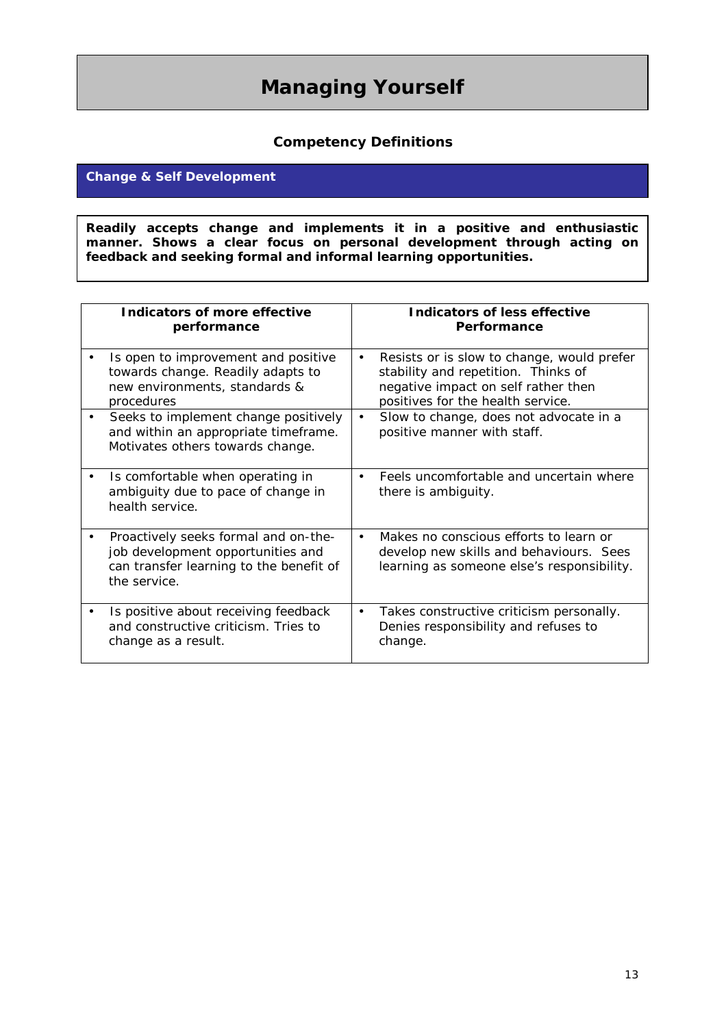# Managing Yourself

### Competency Definitions

## Change & Self Development

**Readily accepts change and implements it in a positive and enthusiastic manner. Shows a clear focus on personal development through acting on feedback and seeking formal and informal learning opportunities.**

| Indicators of more effective performance | Indicators of less effective Performance |
|---|---|
| • Is open to improvement and positive towards change. Readily adapts to new environments, standards & procedures | • Resists or is slow to change, would prefer stability and repetition. Thinks of negative impact on self rather then positives for the health service. |
| • Seeks to implement change positively and within an appropriate timeframe. Motivates others towards change. | • Slow to change, does not advocate in a positive manner with staff. |
| • Is comfortable when operating in ambiguity due to pace of change in health service. | • Feels uncomfortable and uncertain where there is ambiguity. |
| • Proactively seeks formal and on-the-job development opportunities and can transfer learning to the benefit of the service. | • Makes no conscious efforts to learn or develop new skills and behaviours. Sees learning as someone else's responsibility. |
| • Is positive about receiving feedback and constructive criticism. Tries to change as a result. | • Takes constructive criticism personally. Denies responsibility and refuses to change. |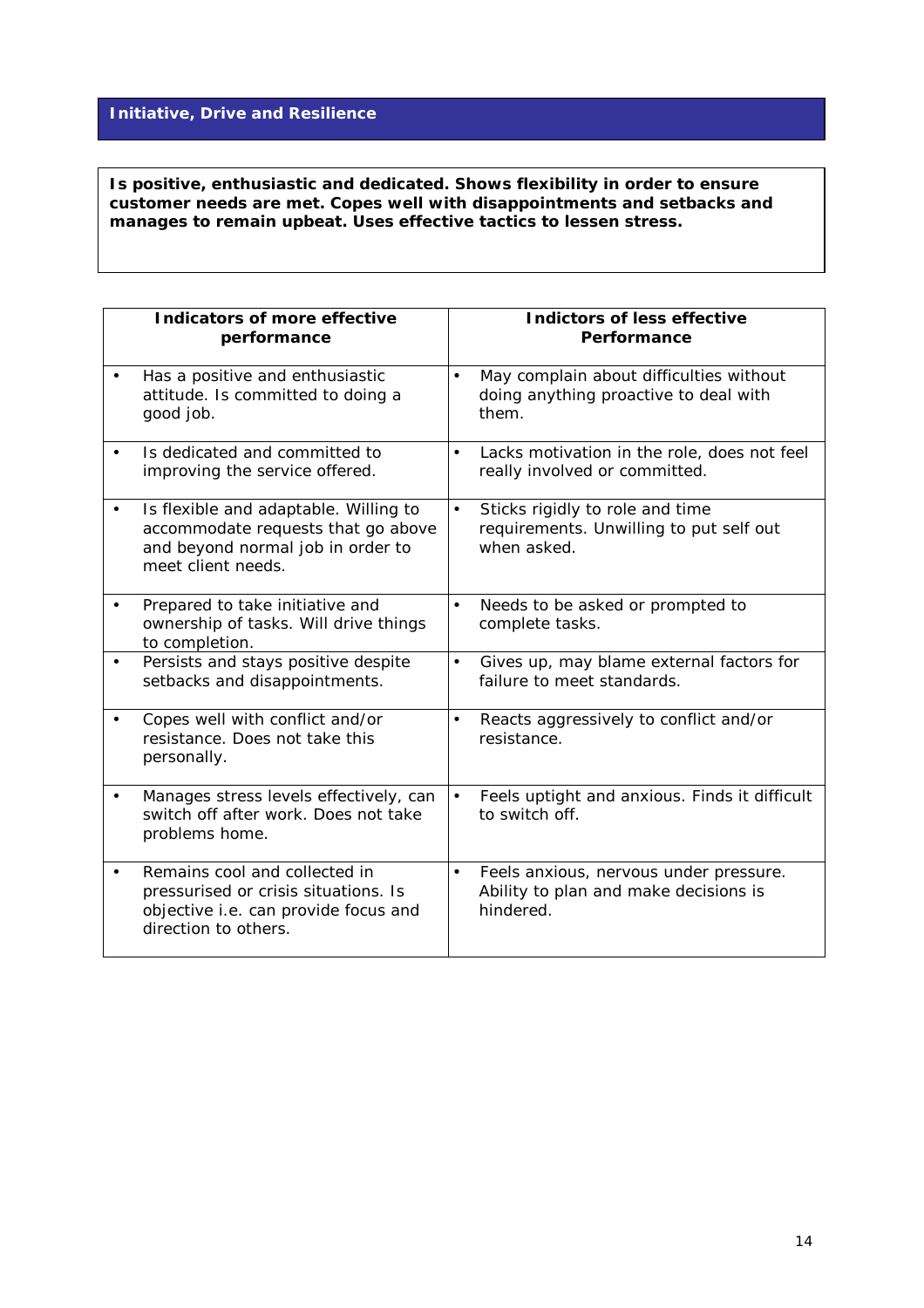## Initiative, Drive and Resilience

**Is positive, enthusiastic and dedicated. Shows flexibility in order to ensure customer needs are met. Copes well with disappointments and setbacks and manages to remain upbeat. Uses effective tactics to lessen stress.**

| Indicators of more effective performance | Indictors of less effective Performance |
|---|---|
| • Has a positive and enthusiastic attitude. Is committed to doing a good job. | • May complain about difficulties without doing anything proactive to deal with them. |
| • Is dedicated and committed to improving the service offered. | • Lacks motivation in the role, does not feel really involved or committed. |
| • Is flexible and adaptable. Willing to accommodate requests that go above and beyond normal job in order to meet client needs. | • Sticks rigidly to role and time requirements. Unwilling to put self out when asked. |
| • Prepared to take initiative and ownership of tasks. Will drive things to completion. | • Needs to be asked or prompted to complete tasks. |
| • Persists and stays positive despite setbacks and disappointments. | • Gives up, may blame external factors for failure to meet standards. |
| • Copes well with conflict and/or resistance. Does not take this personally. | • Reacts aggressively to conflict and/or resistance. |
| • Manages stress levels effectively, can switch off after work. Does not take problems home. | • Feels uptight and anxious. Finds it difficult to switch off. |
| • Remains cool and collected in pressurised or crisis situations. Is objective i.e. can provide focus and direction to others. | • Feels anxious, nervous under pressure. Ability to plan and make decisions is hindered. |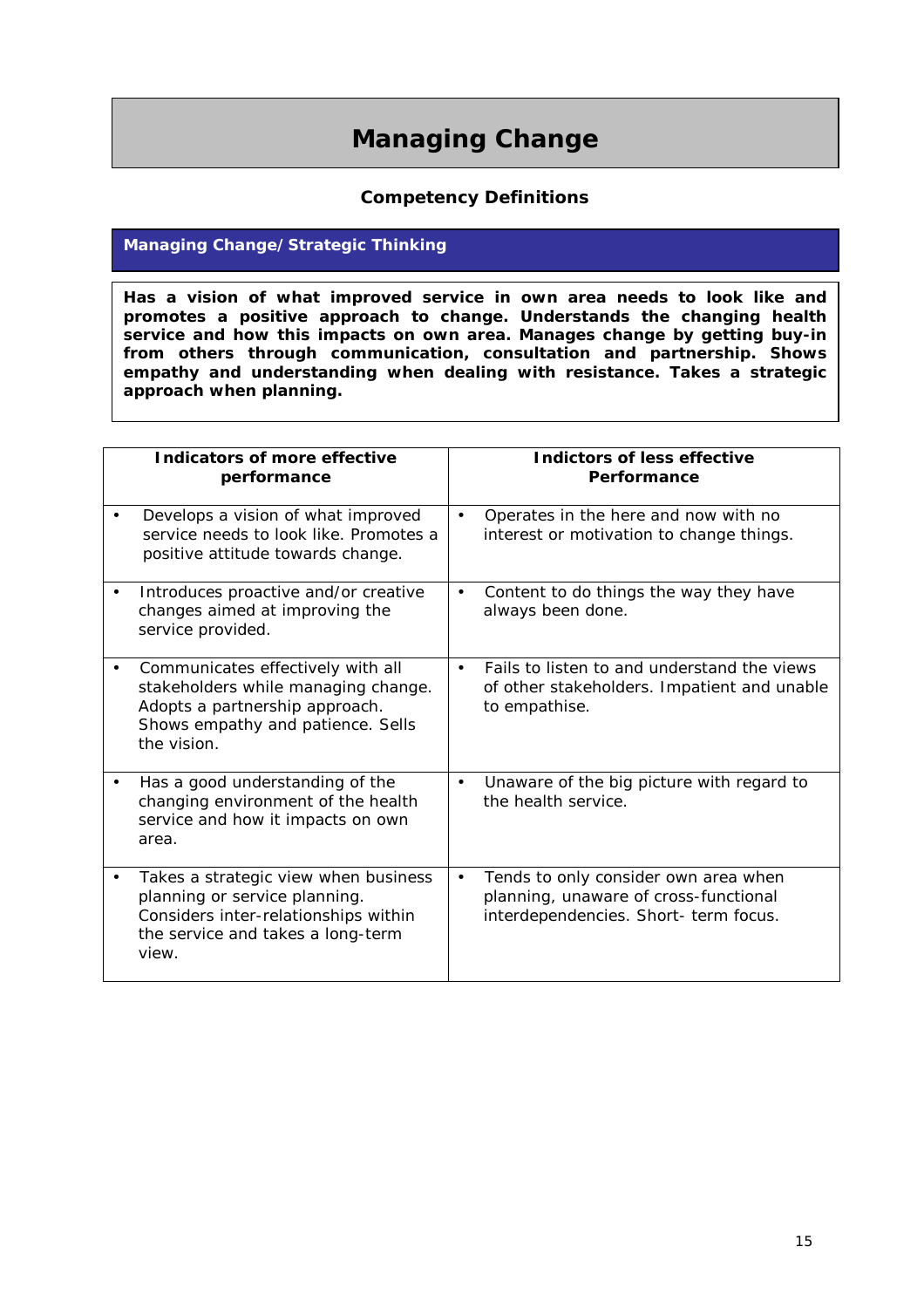# Managing Change

### Competency Definitions

## Managing Change/Strategic Thinking

**Has a vision of what improved service in own area needs to look like and promotes a positive approach to change. Understands the changing health service and how this impacts on own area. Manages change by getting buy-in from others through communication, consultation and partnership. Shows empathy and understanding when dealing with resistance. Takes a strategic approach when planning.**

| Indicators of more effective performance | Indictors of less effective Performance |
|---|---|
| • Develops a vision of what improved service needs to look like. Promotes a positive attitude towards change. | • Operates in the here and now with no interest or motivation to change things. |
| • Introduces proactive and/or creative changes aimed at improving the service provided. | • Content to do things the way they have always been done. |
| • Communicates effectively with all stakeholders while managing change. Adopts a partnership approach. Shows empathy and patience. Sells the vision. | • Fails to listen to and understand the views of other stakeholders. Impatient and unable to empathise. |
| • Has a good understanding of the changing environment of the health service and how it impacts on own area. | • Unaware of the big picture with regard to the health service. |
| • Takes a strategic view when business planning or service planning. Considers inter-relationships within the service and takes a long-term view. | • Tends to only consider own area when planning, unaware of cross-functional interdependencies. Short- term focus. |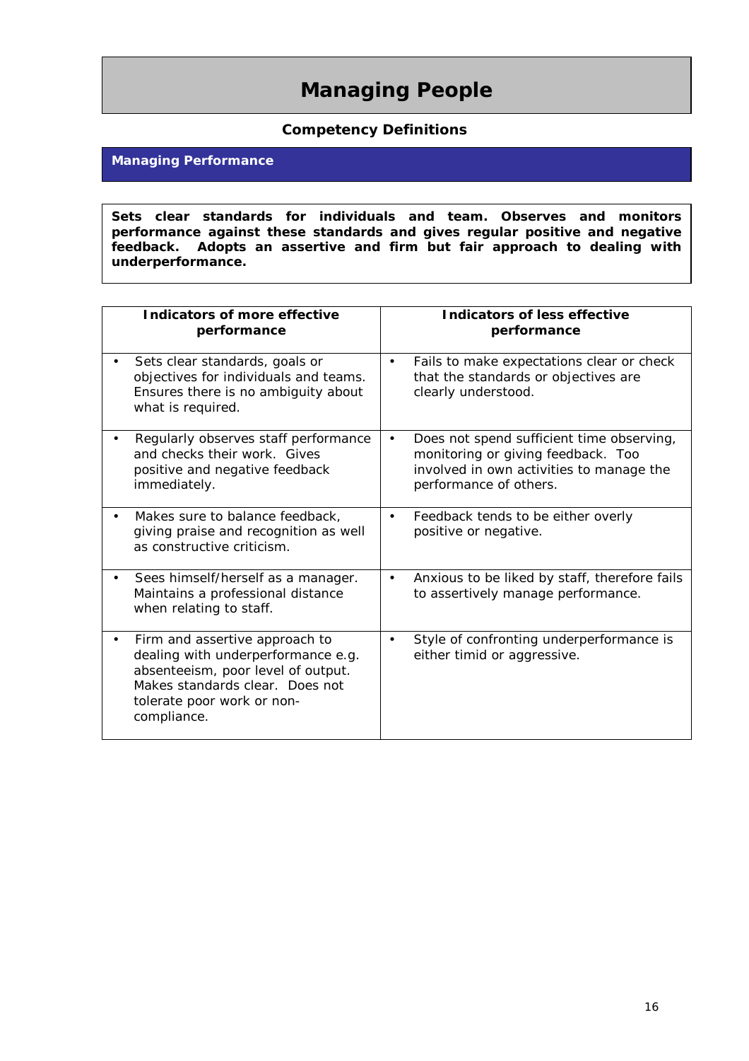# Managing People

### Competency Definitions

## Managing Performance

**Sets clear standards for individuals and team. Observes and monitors performance against these standards and gives regular positive and negative feedback. Adopts an assertive and firm but fair approach to dealing with underperformance.**

| Indicators of more effective performance | Indicators of less effective performance |
|---|---|
| • Sets clear standards, goals or objectives for individuals and teams. Ensures there is no ambiguity about what is required. | • Fails to make expectations clear or check that the standards or objectives are clearly understood. |
| • Regularly observes staff performance and checks their work. Gives positive and negative feedback immediately. | • Does not spend sufficient time observing, monitoring or giving feedback. Too involved in own activities to manage the performance of others. |
| • Makes sure to balance feedback, giving praise and recognition as well as constructive criticism. | • Feedback tends to be either overly positive or negative. |
| • Sees himself/herself as a manager. Maintains a professional distance when relating to staff. | • Anxious to be liked by staff, therefore fails to assertively manage performance. |
| • Firm and assertive approach to dealing with underperformance e.g. absenteeism, poor level of output. Makes standards clear. Does not tolerate poor work or non-compliance. | • Style of confronting underperformance is either timid or aggressive. |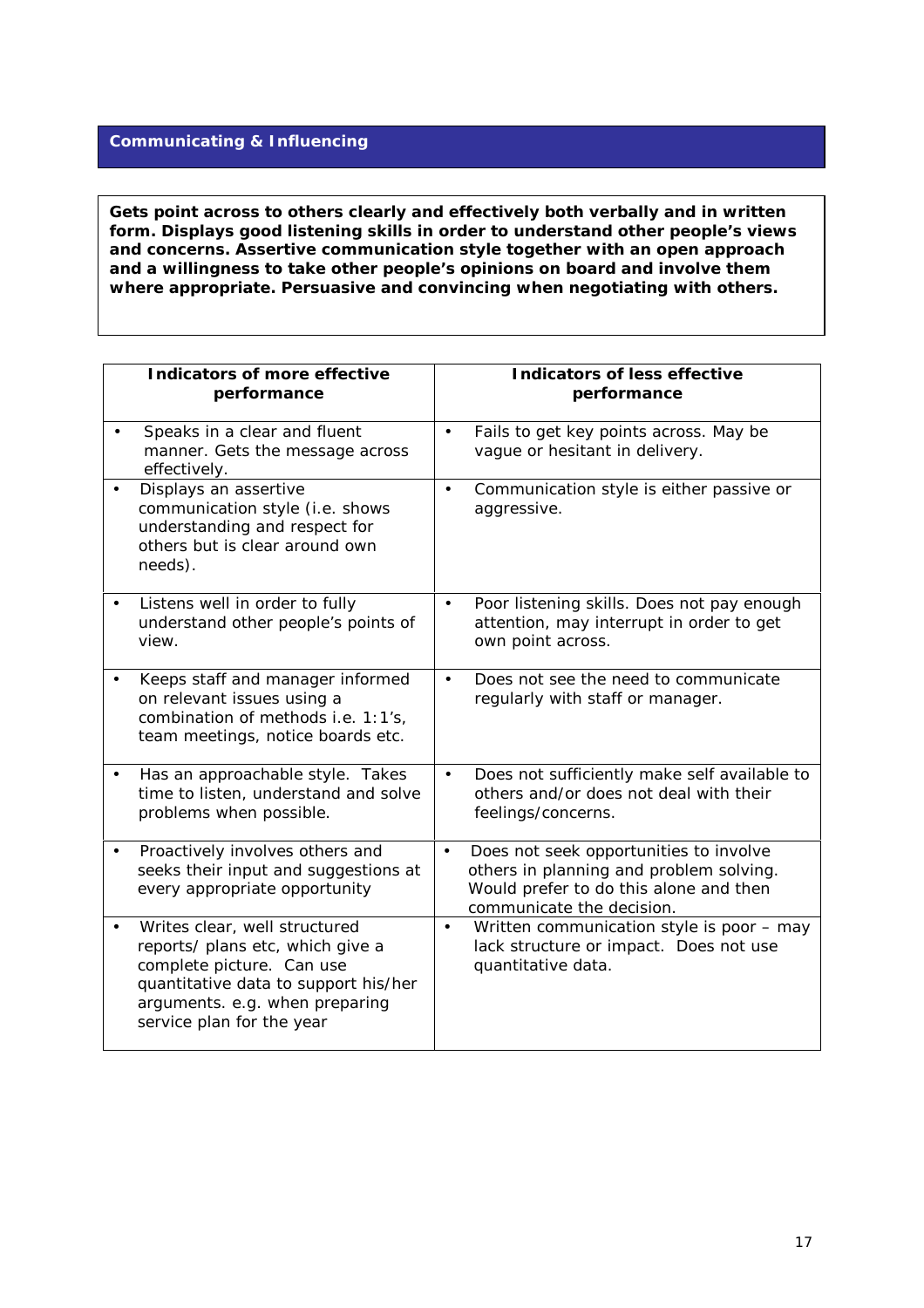## Communicating & Influencing

**Gets point across to others clearly and effectively both verbally and in written form. Displays good listening skills in order to understand other people's views and concerns. Assertive communication style together with an open approach and a willingness to take other people's opinions on board and involve them where appropriate. Persuasive and convincing when negotiating with others.**

| Indicators of more effective performance | Indicators of less effective performance |
|---|---|
| • Speaks in a clear and fluent manner. Gets the message across effectively. | • Fails to get key points across. May be vague or hesitant in delivery. |
| • Displays an assertive communication style (i.e. shows understanding and respect for others but is clear around own needs). | • Communication style is either passive or aggressive. |
| • Listens well in order to fully understand other people's points of view. | • Poor listening skills. Does not pay enough attention, may interrupt in order to get own point across. |
| • Keeps staff and manager informed on relevant issues using a combination of methods i.e. 1:1's, team meetings, notice boards etc. | • Does not see the need to communicate regularly with staff or manager. |
| • Has an approachable style. Takes time to listen, understand and solve problems when possible. | • Does not sufficiently make self available to others and/or does not deal with their feelings/concerns. |
| • Proactively involves others and seeks their input and suggestions at every appropriate opportunity | • Does not seek opportunities to involve others in planning and problem solving. Would prefer to do this alone and then communicate the decision. |
| • Writes clear, well structured reports/ plans etc, which give a complete picture. Can use quantitative data to support his/her arguments. e.g. when preparing service plan for the year | • Written communication style is poor – may lack structure or impact. Does not use quantitative data. |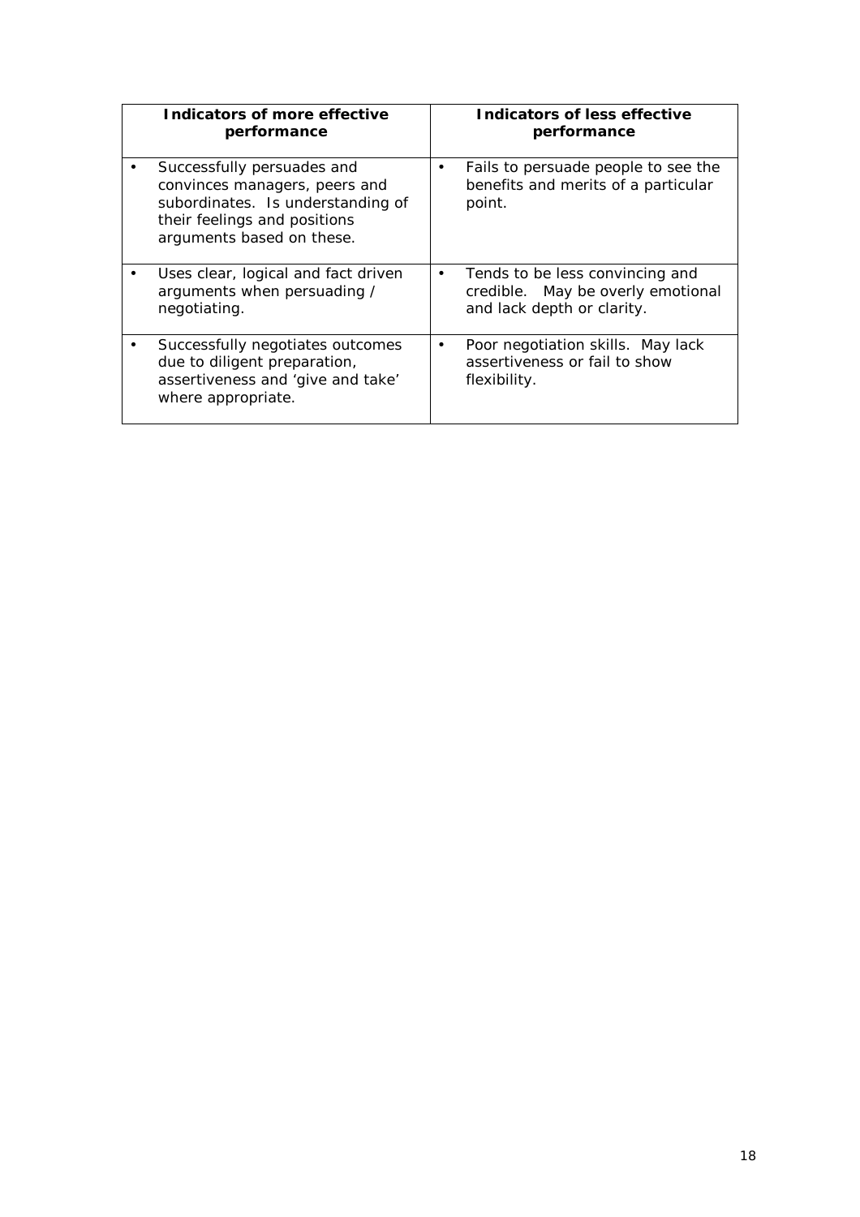| **Indicators of more effective performance** | **Indicators of less effective performance** |
| --- | --- |
| • Successfully persuades and convinces managers, peers and subordinates. Is understanding of their feelings and positions arguments based on these. | • Fails to persuade people to see the benefits and merits of a particular point. |
| • Uses clear, logical and fact driven arguments when persuading / negotiating. | • Tends to be less convincing and credible. May be overly emotional and lack depth or clarity. |
| • Successfully negotiates outcomes due to diligent preparation, assertiveness and 'give and take' where appropriate. | • Poor negotiation skills. May lack assertiveness or fail to show flexibility. |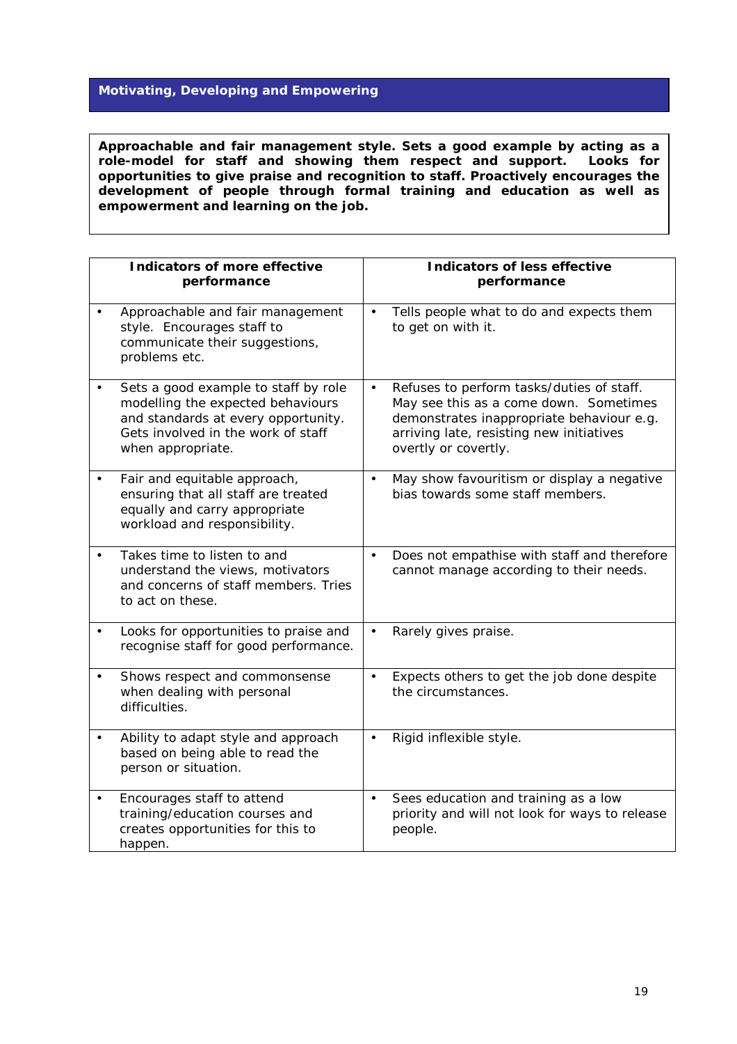## Motivating, Developing and Empowering

**Approachable and fair management style. Sets a good example by acting as a role-model for staff and showing them respect and support. Looks for opportunities to give praise and recognition to staff. Proactively encourages the development of people through formal training and education as well as empowerment and learning on the job.**

| Indicators of more effective performance | Indicators of less effective performance |
|---|---|
| • Approachable and fair management style. Encourages staff to communicate their suggestions, problems etc. | • Tells people what to do and expects them to get on with it. |
| • Sets a good example to staff by role modelling the expected behaviours and standards at every opportunity. Gets involved in the work of staff when appropriate. | • Refuses to perform tasks/duties of staff. May see this as a come down. Sometimes demonstrates inappropriate behaviour e.g. arriving late, resisting new initiatives overtly or covertly. |
| • Fair and equitable approach, ensuring that all staff are treated equally and carry appropriate workload and responsibility. | • May show favouritism or display a negative bias towards some staff members. |
| • Takes time to listen to and understand the views, motivators and concerns of staff members. Tries to act on these. | • Does not empathise with staff and therefore cannot manage according to their needs. |
| • Looks for opportunities to praise and recognise staff for good performance. | • Rarely gives praise. |
| • Shows respect and commonsense when dealing with personal difficulties. | • Expects others to get the job done despite the circumstances. |
| • Ability to adapt style and approach based on being able to read the person or situation. | • Rigid inflexible style. |
| • Encourages staff to attend training/education courses and creates opportunities for this to happen. | • Sees education and training as a low priority and will not look for ways to release people. |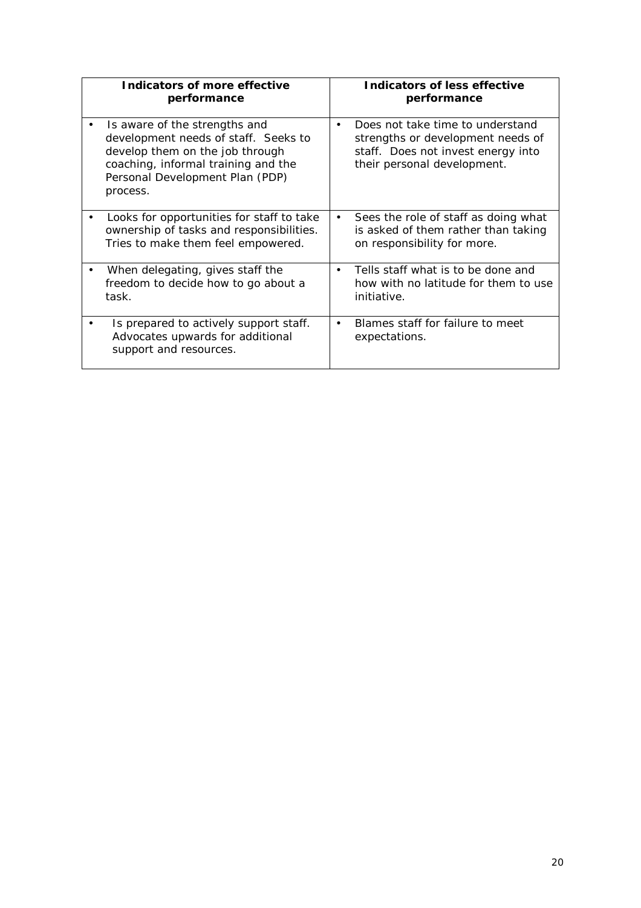| **Indicators of more effective performance** | **Indicators of less effective performance** |
|---|---|
| • Is aware of the strengths and development needs of staff. Seeks to develop them on the job through coaching, informal training and the Personal Development Plan (PDP) process. | • Does not take time to understand strengths or development needs of staff. Does not invest energy into their personal development. |
| • Looks for opportunities for staff to take ownership of tasks and responsibilities. Tries to make them feel empowered. | • Sees the role of staff as doing what is asked of them rather than taking on responsibility for more. |
| • When delegating, gives staff the freedom to decide how to go about a task. | • Tells staff what is to be done and how with no latitude for them to use initiative. |
| • Is prepared to actively support staff. Advocates upwards for additional support and resources. | • Blames staff for failure to meet expectations. |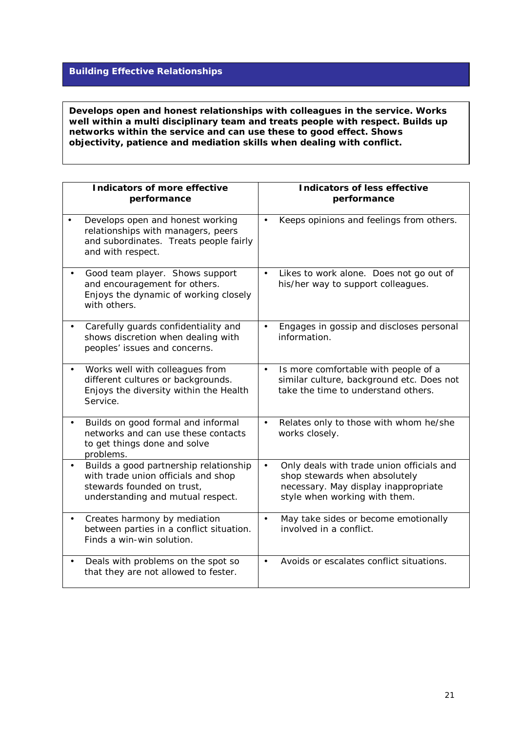## Building Effective Relationships

**Develops open and honest relationships with colleagues in the service. Works well within a multi disciplinary team and treats people with respect. Builds up networks within the service and can use these to good effect. Shows objectivity, patience and mediation skills when dealing with conflict.**

| Indicators of more effective performance | Indicators of less effective performance |
|---|---|
| • Develops open and honest working relationships with managers, peers and subordinates. Treats people fairly and with respect. | • Keeps opinions and feelings from others. |
| • Good team player. Shows support and encouragement for others. Enjoys the dynamic of working closely with others. | • Likes to work alone. Does not go out of his/her way to support colleagues. |
| • Carefully guards confidentiality and shows discretion when dealing with peoples' issues and concerns. | • Engages in gossip and discloses personal information. |
| • Works well with colleagues from different cultures or backgrounds. Enjoys the diversity within the Health Service. | • Is more comfortable with people of a similar culture, background etc. Does not take the time to understand others. |
| • Builds on good formal and informal networks and can use these contacts to get things done and solve problems. | • Relates only to those with whom he/she works closely. |
| • Builds a good partnership relationship with trade union officials and shop stewards founded on trust, understanding and mutual respect. | • Only deals with trade union officials and shop stewards when absolutely necessary. May display inappropriate style when working with them. |
| • Creates harmony by mediation between parties in a conflict situation. Finds a win-win solution. | • May take sides or become emotionally involved in a conflict. |
| • Deals with problems on the spot so that they are not allowed to fester. | • Avoids or escalates conflict situations. |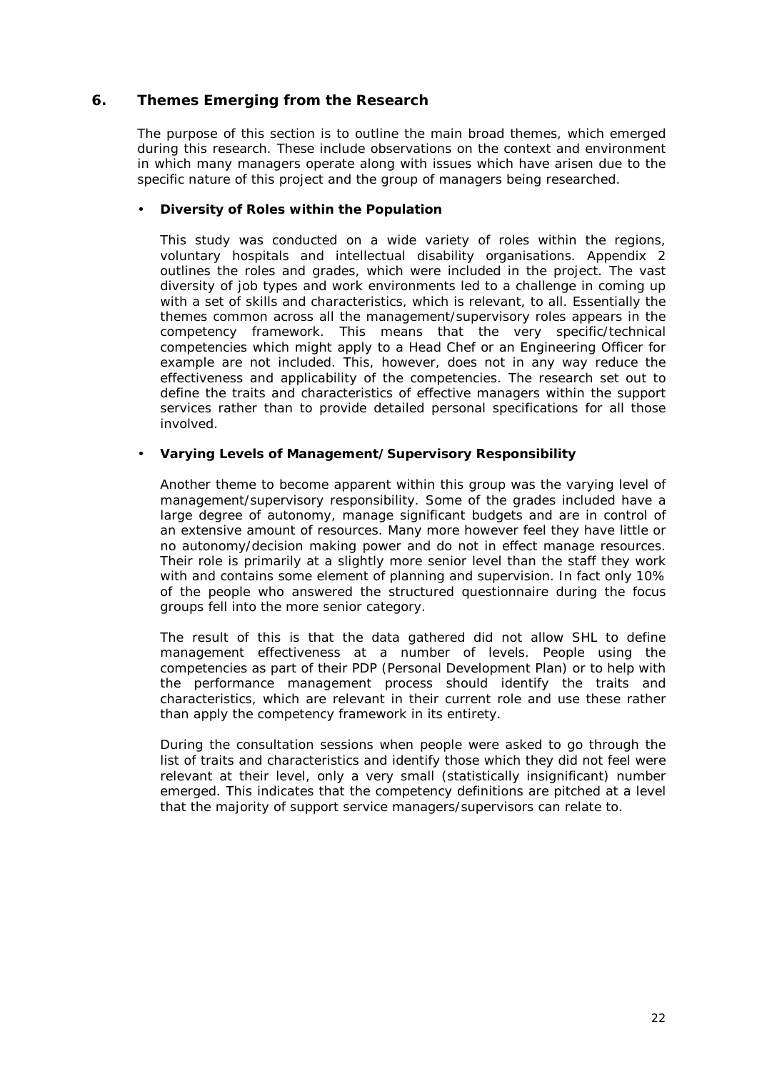## 6. Themes Emerging from the Research

The purpose of this section is to outline the main broad themes, which emerged during this research. These include observations on the context and environment in which many managers operate along with issues which have arisen due to the specific nature of this project and the group of managers being researched.

- **Diversity of Roles within the Population**

  This study was conducted on a wide variety of roles within the regions, voluntary hospitals and intellectual disability organisations. Appendix 2 outlines the roles and grades, which were included in the project. The vast diversity of job types and work environments led to a challenge in coming up with a set of skills and characteristics, which is relevant, to all. Essentially the themes common across all the management/supervisory roles appears in the competency framework. This means that the very specific/technical competencies which might apply to a Head Chef or an Engineering Officer for example are not included. This, however, does not in any way reduce the effectiveness and applicability of the competencies. The research set out to define the traits and characteristics of effective managers within the support services rather than to provide detailed personal specifications for all those involved.

- **Varying Levels of Management/Supervisory Responsibility**

  Another theme to become apparent within this group was the varying level of management/supervisory responsibility. Some of the grades included have a large degree of autonomy, manage significant budgets and are in control of an extensive amount of resources. Many more however feel they have little or no autonomy/decision making power and do not in effect manage resources. Their role is primarily at a slightly more senior level than the staff they work with and contains some element of planning and supervision. In fact only 10% of the people who answered the structured questionnaire during the focus groups fell into the more senior category.

  The result of this is that the data gathered did not allow SHL to define management effectiveness at a number of levels. People using the competencies as part of their PDP (Personal Development Plan) or to help with the performance management process should identify the traits and characteristics, which are relevant in their current role and use these rather than apply the competency framework in its entirety.

  During the consultation sessions when people were asked to go through the list of traits and characteristics and identify those which they did not feel were relevant at their level, only a very small (statistically insignificant) number emerged. This indicates that the competency definitions are pitched at a level that the majority of support service managers/supervisors can relate to.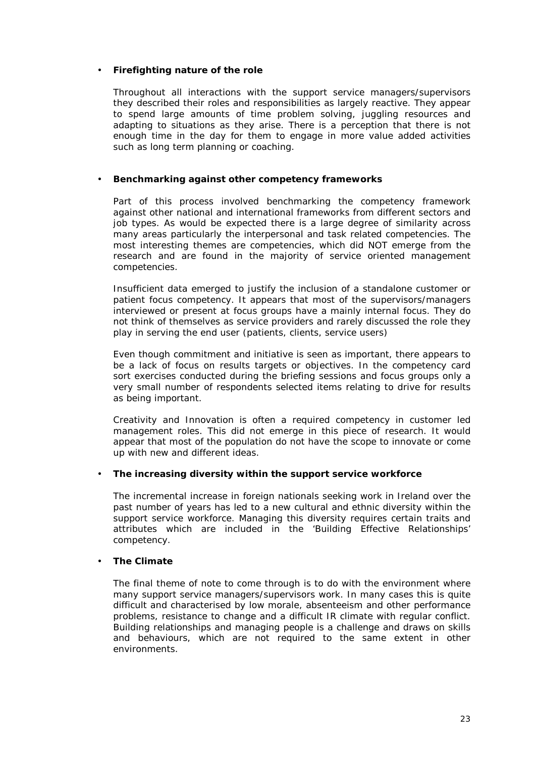- **Firefighting nature of the role**

  Throughout all interactions with the support service managers/supervisors they described their roles and responsibilities as largely reactive. They appear to spend large amounts of time problem solving, juggling resources and adapting to situations as they arise. There is a perception that there is not enough time in the day for them to engage in more value added activities such as long term planning or coaching.

- **Benchmarking against other competency frameworks**

  Part of this process involved benchmarking the competency framework against other national and international frameworks from different sectors and job types. As would be expected there is a large degree of similarity across many areas particularly the interpersonal and task related competencies. The most interesting themes are competencies, which did NOT emerge from the research and are found in the majority of service oriented management competencies.

  Insufficient data emerged to justify the inclusion of a standalone customer or patient focus competency. It appears that most of the supervisors/managers interviewed or present at focus groups have a mainly internal focus. They do not think of themselves as service providers and rarely discussed the role they play in serving the end user (patients, clients, service users)

  Even though commitment and initiative is seen as important, there appears to be a lack of focus on results targets or objectives. In the competency card sort exercises conducted during the briefing sessions and focus groups only a very small number of respondents selected items relating to drive for results as being important.

  Creativity and Innovation is often a required competency in customer led management roles. This did not emerge in this piece of research. It would appear that most of the population do not have the scope to innovate or come up with new and different ideas.

- **The increasing diversity within the support service workforce**

  The incremental increase in foreign nationals seeking work in Ireland over the past number of years has led to a new cultural and ethnic diversity within the support service workforce. Managing this diversity requires certain traits and attributes which are included in the 'Building Effective Relationships' competency.

- **The Climate**

  The final theme of note to come through is to do with the environment where many support service managers/supervisors work. In many cases this is quite difficult and characterised by low morale, absenteeism and other performance problems, resistance to change and a difficult IR climate with regular conflict. Building relationships and managing people is a challenge and draws on skills and behaviours, which are not required to the same extent in other environments.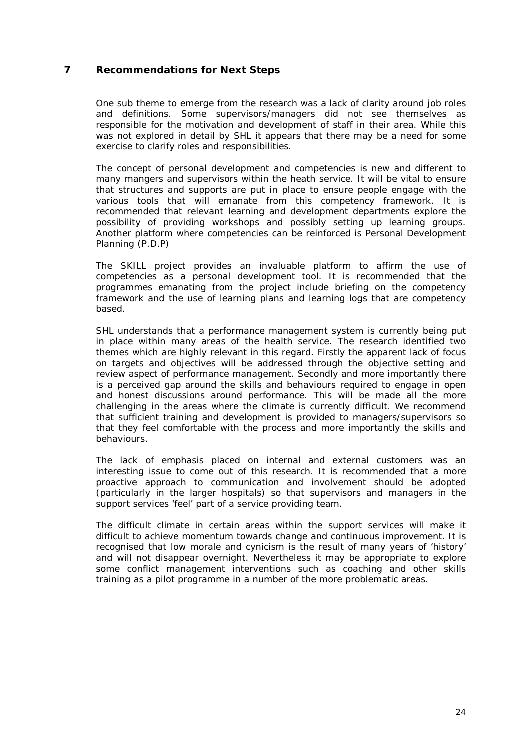## 7 Recommendations for Next Steps

One sub theme to emerge from the research was a lack of clarity around job roles and definitions. Some supervisors/managers did not see themselves as responsible for the motivation and development of staff in their area. While this was not explored in detail by SHL it appears that there may be a need for some exercise to clarify roles and responsibilities.

The concept of personal development and competencies is new and different to many mangers and supervisors within the heath service. It will be vital to ensure that structures and supports are put in place to ensure people engage with the various tools that will emanate from this competency framework. It is recommended that relevant learning and development departments explore the possibility of providing workshops and possibly setting up learning groups. Another platform where competencies can be reinforced is Personal Development Planning (P.D.P)

The SKILL project provides an invaluable platform to affirm the use of competencies as a personal development tool. It is recommended that the programmes emanating from the project include briefing on the competency framework and the use of learning plans and learning logs that are competency based.

SHL understands that a performance management system is currently being put in place within many areas of the health service. The research identified two themes which are highly relevant in this regard. Firstly the apparent lack of focus on targets and objectives will be addressed through the objective setting and review aspect of performance management. Secondly and more importantly there is a perceived gap around the skills and behaviours required to engage in open and honest discussions around performance. This will be made all the more challenging in the areas where the climate is currently difficult. We recommend that sufficient training and development is provided to managers/supervisors so that they feel comfortable with the process and more importantly the skills and behaviours.

The lack of emphasis placed on internal and external customers was an interesting issue to come out of this research. It is recommended that a more proactive approach to communication and involvement should be adopted (particularly in the larger hospitals) so that supervisors and managers in the support services 'feel' part of a service providing team.

The difficult climate in certain areas within the support services will make it difficult to achieve momentum towards change and continuous improvement. It is recognised that low morale and cynicism is the result of many years of 'history' and will not disappear overnight. Nevertheless it may be appropriate to explore some conflict management interventions such as coaching and other skills training as a pilot programme in a number of the more problematic areas.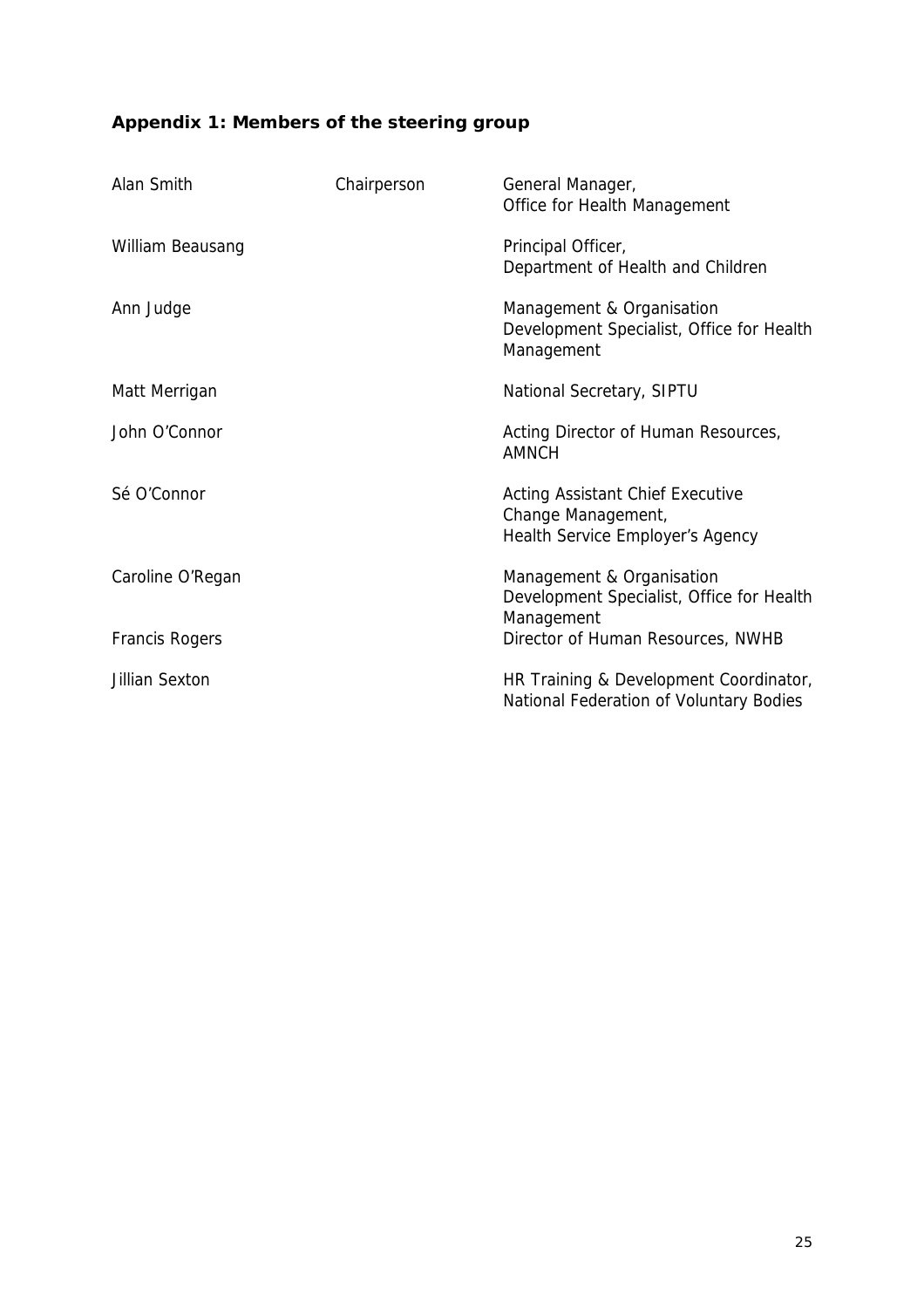## Appendix 1: Members of the steering group

| | | |
|---|---|---|
| Alan Smith | Chairperson | General Manager, Office for Health Management |
| William Beausang | | Principal Officer, Department of Health and Children |
| Ann Judge | | Management & Organisation Development Specialist, Office for Health Management |
| Matt Merrigan | | National Secretary, SIPTU |
| John O'Connor | | Acting Director of Human Resources, AMNCH |
| Sé O'Connor | | Acting Assistant Chief Executive Change Management, Health Service Employer's Agency |
| Caroline O'Regan | | Management & Organisation Development Specialist, Office for Health Management |
| Francis Rogers | | Director of Human Resources, NWHB |
| Jillian Sexton | | HR Training & Development Coordinator, National Federation of Voluntary Bodies |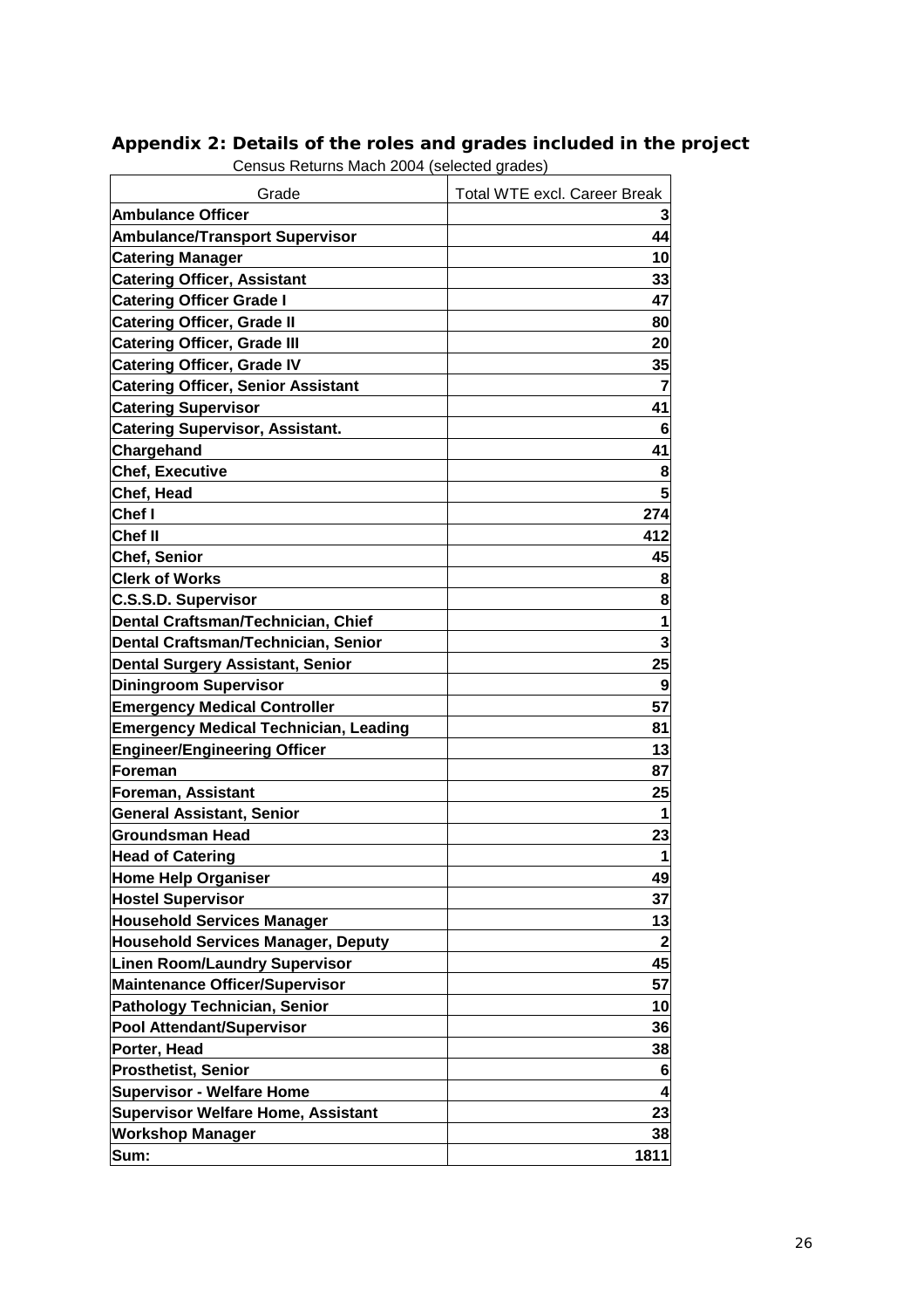## Appendix 2: Details of the roles and grades included in the project

Census Returns Mach 2004 (selected grades)

| Grade | Total WTE excl. Career Break |
|---|---|
| **Ambulance Officer** | **3** |
| **Ambulance/Transport Supervisor** | **44** |
| **Catering Manager** | **10** |
| **Catering Officer, Assistant** | **33** |
| **Catering Officer Grade I** | **47** |
| **Catering Officer, Grade II** | **80** |
| **Catering Officer, Grade III** | **20** |
| **Catering Officer, Grade IV** | **35** |
| **Catering Officer, Senior Assistant** | **7** |
| **Catering Supervisor** | **41** |
| **Catering Supervisor, Assistant.** | **6** |
| **Chargehand** | **41** |
| **Chef, Executive** | **8** |
| **Chef, Head** | **5** |
| **Chef I** | **274** |
| **Chef II** | **412** |
| **Chef, Senior** | **45** |
| **Clerk of Works** | **8** |
| **C.S.S.D. Supervisor** | **8** |
| **Dental Craftsman/Technician, Chief** | **1** |
| **Dental Craftsman/Technician, Senior** | **3** |
| **Dental Surgery Assistant, Senior** | **25** |
| **Diningroom Supervisor** | **9** |
| **Emergency Medical Controller** | **57** |
| **Emergency Medical Technician, Leading** | **81** |
| **Engineer/Engineering Officer** | **13** |
| **Foreman** | **87** |
| **Foreman, Assistant** | **25** |
| **General Assistant, Senior** | **1** |
| **Groundsman Head** | **23** |
| **Head of Catering** | **1** |
| **Home Help Organiser** | **49** |
| **Hostel Supervisor** | **37** |
| **Household Services Manager** | **13** |
| **Household Services Manager, Deputy** | **2** |
| **Linen Room/Laundry Supervisor** | **45** |
| **Maintenance Officer/Supervisor** | **57** |
| **Pathology Technician, Senior** | **10** |
| **Pool Attendant/Supervisor** | **36** |
| **Porter, Head** | **38** |
| **Prosthetist, Senior** | **6** |
| **Supervisor - Welfare Home** | **4** |
| **Supervisor Welfare Home, Assistant** | **23** |
| **Workshop Manager** | **38** |
| **Sum:** | **1811** |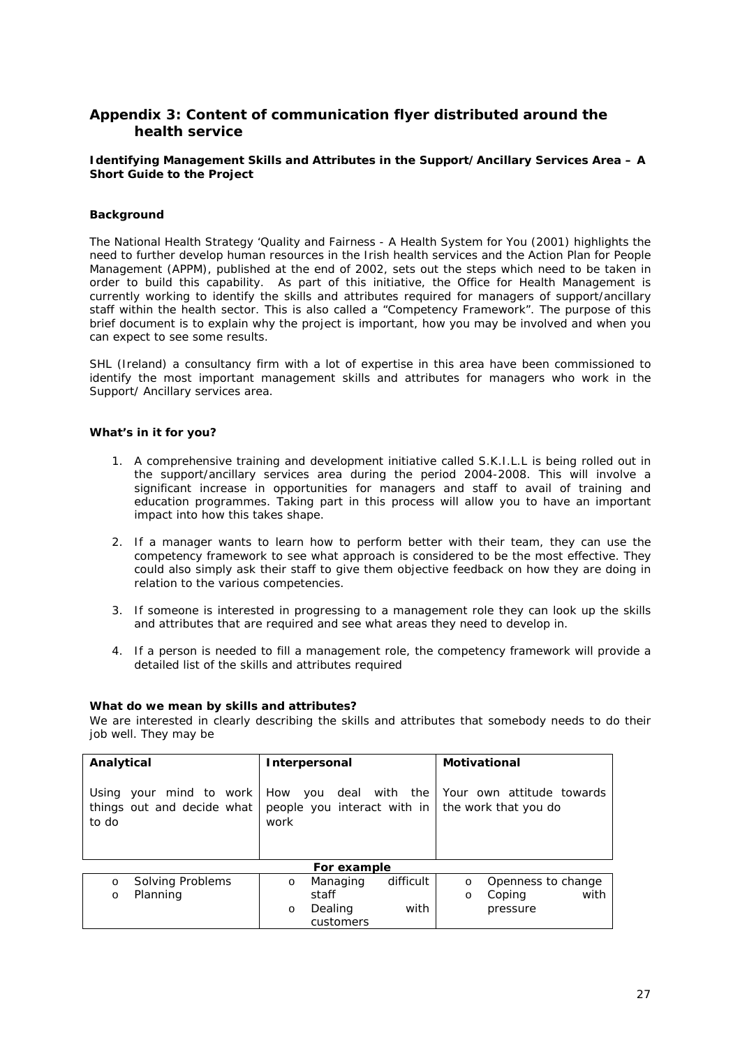## Appendix 3: Content of communication flyer distributed around the health service

**Identifying Management Skills and Attributes in the Support/Ancillary Services Area – A Short Guide to the Project**

**Background**

The National Health Strategy 'Quality and Fairness - A Health System for You (2001) highlights the need to further develop human resources in the Irish health services and the Action Plan for People Management (APPM), published at the end of 2002, sets out the steps which need to be taken in order to build this capability. As part of this initiative, the Office for Health Management is currently working to identify the skills and attributes required for managers of support/ancillary staff within the health sector. This is also called a "Competency Framework". The purpose of this brief document is to explain why the project is important, how you may be involved and when you can expect to see some results.

SHL (Ireland) a consultancy firm with a lot of expertise in this area have been commissioned to identify the most important management skills and attributes for managers who work in the Support/ Ancillary services area.

**What's in it for you?**

1. A comprehensive training and development initiative called S.K.I.L.L is being rolled out in the support/ancillary services area during the period 2004-2008. This will involve a significant increase in opportunities for managers and staff to avail of training and education programmes. Taking part in this process will allow you to have an important impact into how this takes shape.
2. If a manager wants to learn how to perform better with their team, they can use the competency framework to see what approach is considered to be the most effective. They could also simply ask their staff to give them objective feedback on how they are doing in relation to the various competencies.
3. If someone is interested in progressing to a management role they can look up the skills and attributes that are required and see what areas they need to develop in.
4. If a person is needed to fill a management role, the competency framework will provide a detailed list of the skills and attributes required

**What do we mean by skills and attributes?**
We are interested in clearly describing the skills and attributes that somebody needs to do their job well. They may be

| **Analytical** | **Interpersonal** | **Motivational** |
|---|---|---|
| Using your mind to work things out and decide what to do | How you deal with the people you interact with in work | Your own attitude towards the work that you do |
| | **For example** | |
| o Solving Problems<br>o Planning | o Managing difficult staff<br>o Dealing with customers | o Openness to change<br>o Coping with pressure |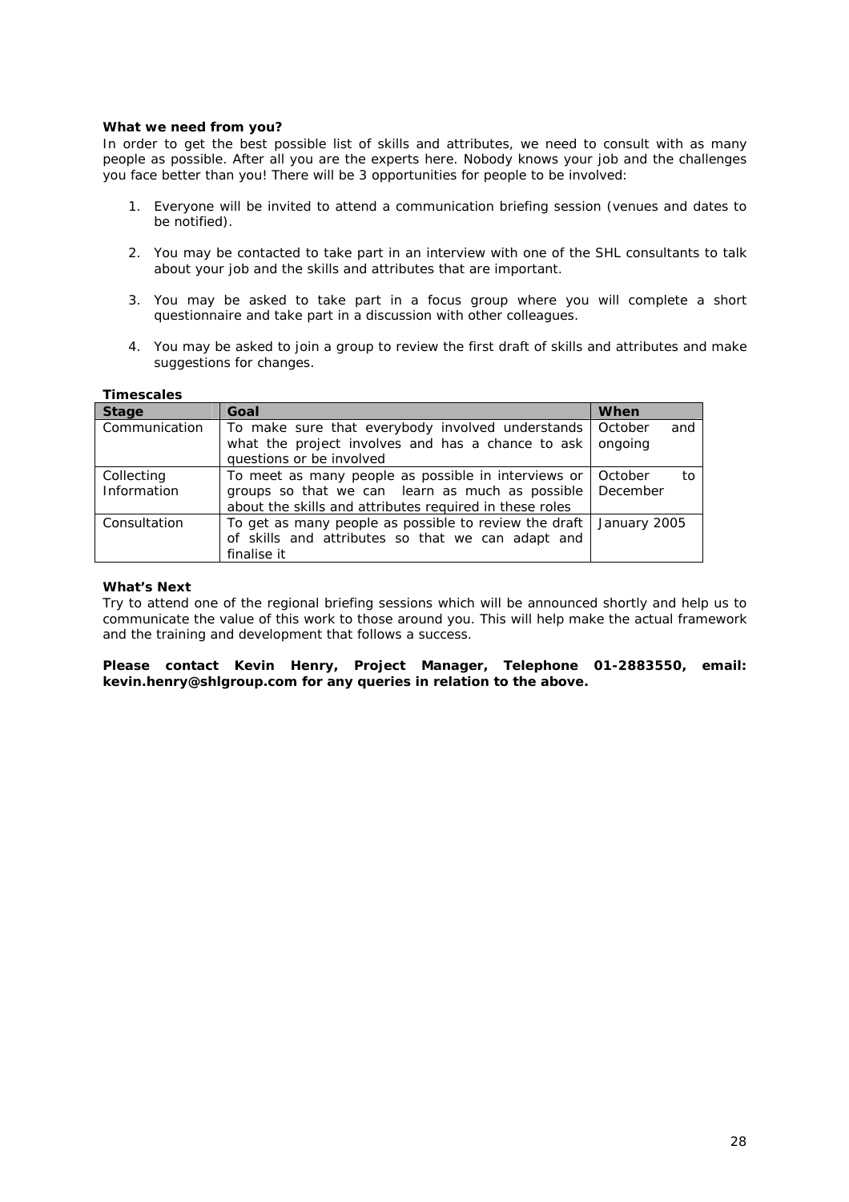**What we need from you?**

In order to get the best possible list of skills and attributes, we need to consult with as many people as possible. After all you are the experts here. Nobody knows your job and the challenges you face better than you! There will be 3 opportunities for people to be involved:

1. Everyone will be invited to attend a communication briefing session (venues and dates to be notified).
2. You may be contacted to take part in an interview with one of the SHL consultants to talk about your job and the skills and attributes that are important.
3. You may be asked to take part in a focus group where you will complete a short questionnaire and take part in a discussion with other colleagues.
4. You may be asked to join a group to review the first draft of skills and attributes and make suggestions for changes.

**Timescales**

| Stage | Goal | When |
|---|---|---|
| Communication | To make sure that everybody involved understands what the project involves and has a chance to ask questions or be involved | October and ongoing |
| Collecting Information | To meet as many people as possible in interviews or groups so that we can learn as much as possible about the skills and attributes required in these roles | October to December |
| Consultation | To get as many people as possible to review the draft of skills and attributes so that we can adapt and finalise it | January 2005 |

**What's Next**

Try to attend one of the regional briefing sessions which will be announced shortly and help us to communicate the value of this work to those around you. This will help make the actual framework and the training and development that follows a success.

**Please contact Kevin Henry, Project Manager, Telephone 01-2883550, email: kevin.henry@shlgroup.com for any queries in relation to the above.**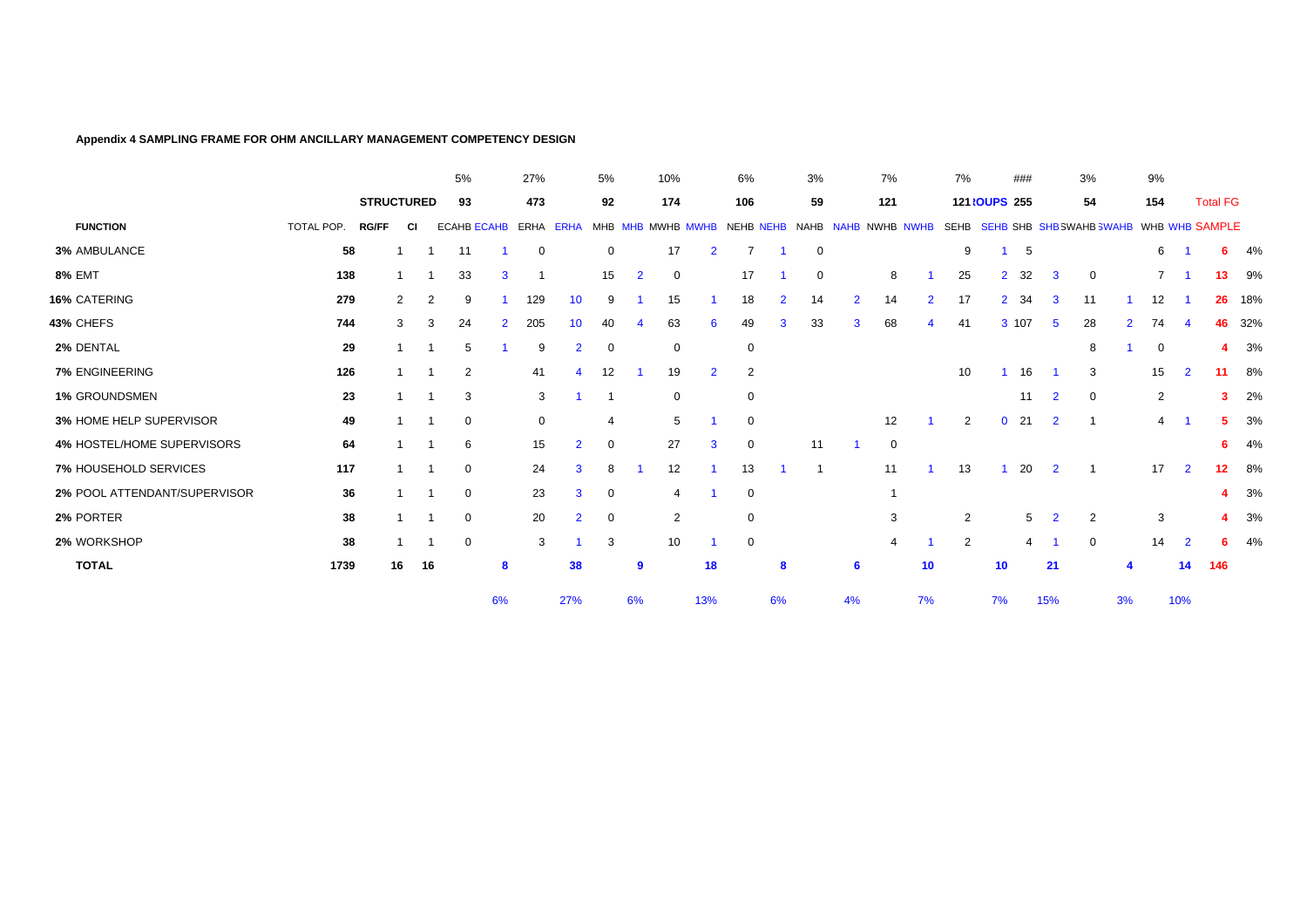**Appendix 4 SAMPLING FRAME FOR OHM ANCILLARY MANAGEMENT COMPETENCY DESIGN**

| | | | | | | | | | | | | | | | | | | | | | | | | | | | |
|---|---|---|---|---|---|---|---|---|---|---|---|---|---|---|---|---|---|---|---|---|---|---|---|---|---|---|---|
| | | | | 5% | | 27% | | 5% | | 10% | | 6% | | 3% | | 7% | | 7% | | ### | | 3% | | 9% | | | |
| | | STRUCTURED | | 93 | | 473 | | 92 | | 174 | | 106 | | 59 | | 121 | | 121 | :OUPS | 255 | | 54 | | 154 | | Total FG | |
| FUNCTION | TOTAL POP. | RG/FF | CI | ECAHB | ECAHB | ERHA | ERHA | MHB | MHB | MWHB | MWHB | NEHB | NEHB | NAHB | NAHB | NWHB | NWHB | SEHB | SEHB | SHB | SHB | SWAHB | SWAHB | WHB | WHB | SAMPLE | |
| 3% AMBULANCE | 58 | 1 | 1 | 11 | 1 | 0 | | 0 | | 17 | 2 | 7 | 1 | 0 | | | | 9 | 1 | 5 | | | | 6 | 1 | 6 | 4% |
| 8% EMT | 138 | 1 | 1 | 33 | 3 | 1 | | 15 | 2 | 0 | | 17 | 1 | 0 | | 8 | 1 | 25 | 2 | 32 | 3 | 0 | | 7 | 1 | 13 | 9% |
| 16% CATERING | 279 | 2 | 2 | 9 | 1 | 129 | 10 | 9 | 1 | 15 | 1 | 18 | 2 | 14 | 2 | 14 | 2 | 17 | 2 | 34 | 3 | 11 | 1 | 12 | 1 | 26 | 18% |
| 43% CHEFS | 744 | 3 | 3 | 24 | 2 | 205 | 10 | 40 | 4 | 63 | 6 | 49 | 3 | 33 | 3 | 68 | 4 | 41 | 3 | 107 | 5 | 28 | 2 | 74 | 4 | 46 | 32% |
| 2% DENTAL | 29 | 1 | 1 | 5 | 1 | 9 | 2 | 0 | | 0 | | 0 | | | | | | | | | | 8 | 1 | 0 | | 4 | 3% |
| 7% ENGINEERING | 126 | 1 | 1 | 2 | | 41 | 4 | 12 | 1 | 19 | 2 | 2 | | | | | | 10 | 1 | 16 | 1 | 3 | | 15 | 2 | 11 | 8% |
| 1% GROUNDSMEN | 23 | 1 | 1 | 3 | | 3 | 1 | 1 | | 0 | | 0 | | | | | | | | 11 | 2 | 0 | | 2 | | 3 | 2% |
| 3% HOME HELP SUPERVISOR | 49 | 1 | 1 | 0 | | 0 | | 4 | | 5 | 1 | 0 | | | | 12 | 1 | 2 | 0 | 21 | 2 | 1 | | 4 | 1 | 5 | 3% |
| 4% HOSTEL/HOME SUPERVISORS | 64 | 1 | 1 | 6 | | 15 | 2 | 0 | | 27 | 3 | 0 | | 11 | 1 | 0 | | | | | | | | | | 6 | 4% |
| 7% HOUSEHOLD SERVICES | 117 | 1 | 1 | 0 | | 24 | 3 | 8 | 1 | 12 | 1 | 13 | 1 | 1 | | 11 | 1 | 13 | 1 | 20 | 2 | 1 | | 17 | 2 | 12 | 8% |
| 2% POOL ATTENDANT/SUPERVISOR | 36 | 1 | 1 | 0 | | 23 | 3 | 0 | | 4 | 1 | 0 | | | | 1 | | | | | | | | | | 4 | 3% |
| 2% PORTER | 38 | 1 | 1 | 0 | | 20 | 2 | 0 | | 2 | | 0 | | | | 3 | | 2 | | 5 | 2 | 2 | | 3 | | 4 | 3% |
| 2% WORKSHOP | 38 | 1 | 1 | 0 | | 3 | 1 | 3 | | 10 | 1 | 0 | | | | 4 | 1 | 2 | | 4 | 1 | 0 | | 14 | 2 | 6 | 4% |
| TOTAL | 1739 | 16 | 16 | | 8 | | 38 | | 9 | | 18 | | 8 | | 6 | | 10 | | 10 | | 21 | | 4 | | 14 | 146 | |
| | | | | | 6% | | 27% | | 6% | | 13% | | 6% | | 4% | | 7% | | 7% | | 15% | | 3% | | 10% | | |